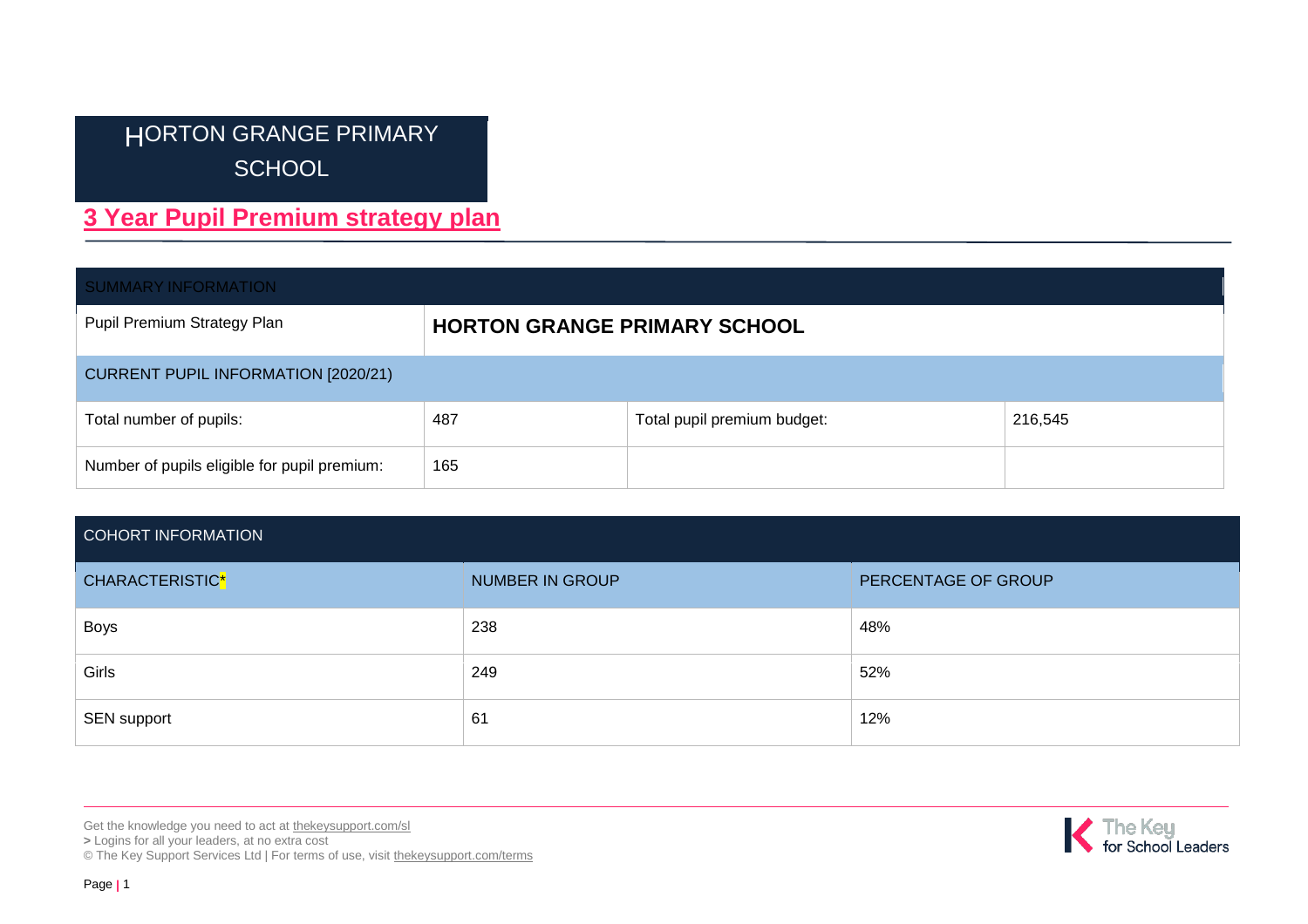# HORTON GRANGE PRIMARY SCHOOL

## 3 Year Pupil Premium strategy plan

| SUMMARY INFORMATION | | | |
|---|---|---|---|
| Pupil Premium Strategy Plan | **HORTON GRANGE PRIMARY SCHOOL** | | |
| CURRENT PUPIL INFORMATION [2020/21] | | | |
| Total number of pupils: | 487 | Total pupil premium budget: | 216,545 |
| Number of pupils eligible for pupil premium: | 165 | | |

| COHORT INFORMATION | | |
|---|---|---|
| CHARACTERISTIC* | NUMBER IN GROUP | PERCENTAGE OF GROUP |
| Boys | 238 | 48% |
| Girls | 249 | 52% |
| SEN support | 61 | 12% |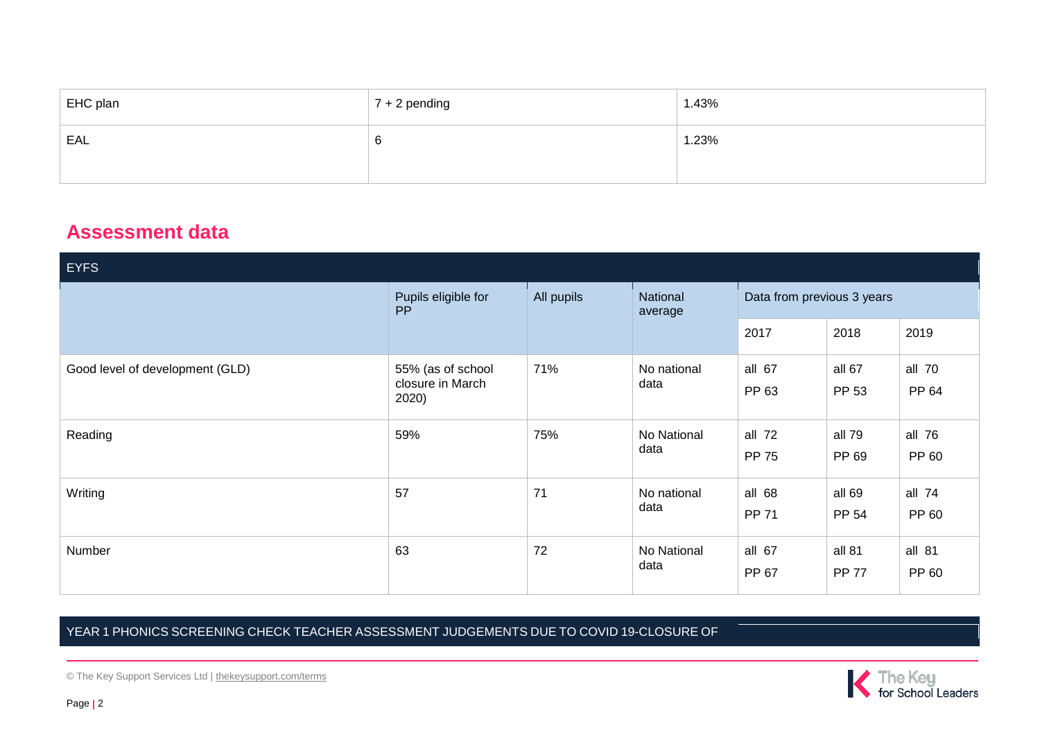| EHC plan | 7 + 2 pending | 1.43% |
|---|---|---|
| EAL | 6 | 1.23% |

## Assessment data

| EYFS | | | | | | |
|---|---|---|---|---|---|---|
| | Pupils eligible for PP | All pupils | National average | Data from previous 3 years | | |
| | | | | 2017 | 2018 | 2019 |
| Good level of development (GLD) | 55% (as of school closure in March 2020) | 71% | No national data | all 67<br>PP 63 | all 67<br>PP 53 | all 70<br>PP 64 |
| Reading | 59% | 75% | No National data | all 72<br>PP 75 | all 79<br>PP 69 | all 76<br>PP 60 |
| Writing | 57 | 71 | No national data | all 68<br>PP 71 | all 69<br>PP 54 | all 74<br>PP 60 |
| Number | 63 | 72 | No National data | all 67<br>PP 67 | all 81<br>PP 77 | all 81<br>PP 60 |

| YEAR 1 PHONICS SCREENING CHECK TEACHER ASSESSMENT JUDGEMENTS DUE TO COVID 19-CLOSURE OF |
|---|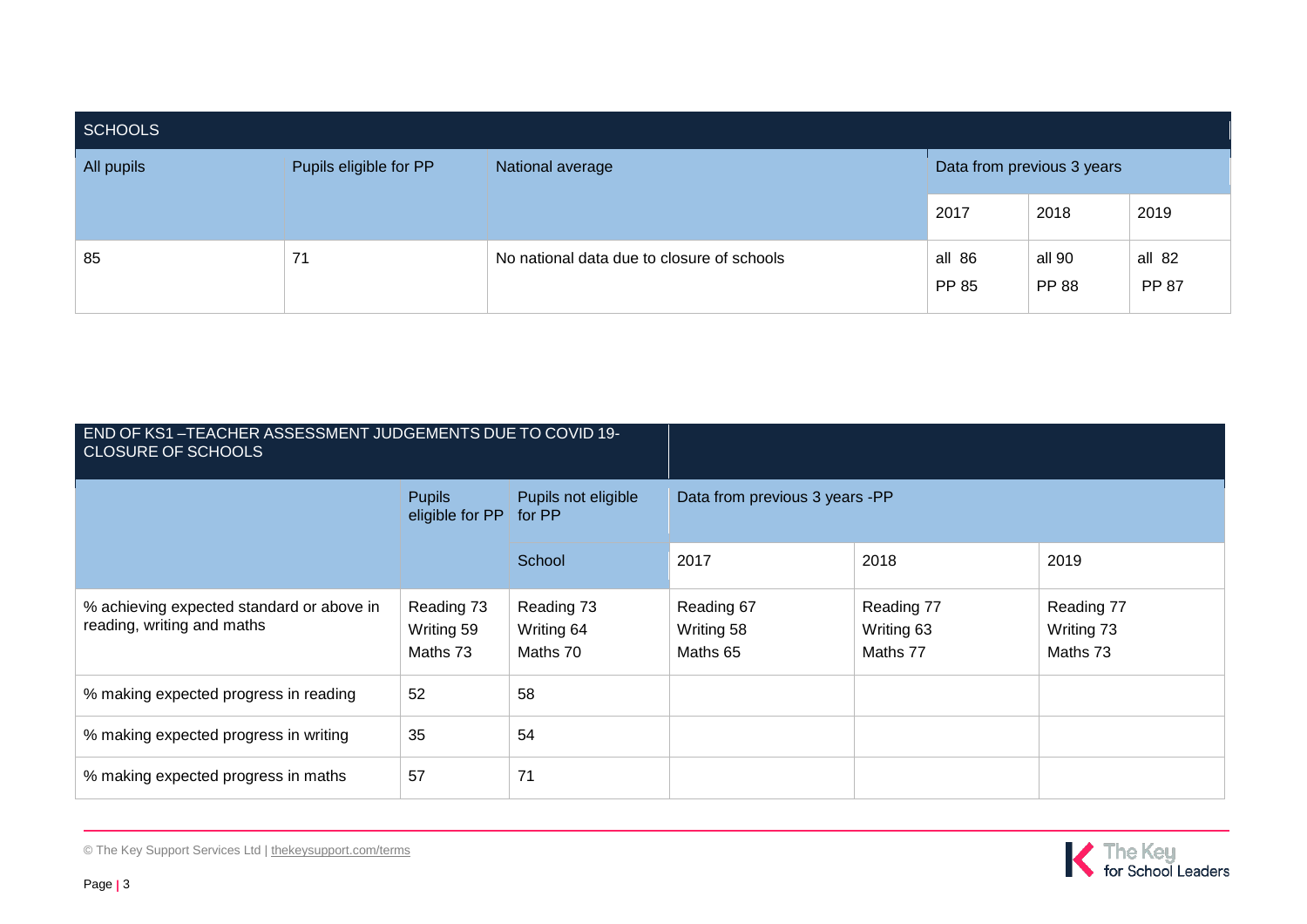| SCHOOLS | | | | | |
|---|---|---|---|---|---|
| All pupils | Pupils eligible for PP | National average | Data from previous 3 years | | |
| | | | 2017 | 2018 | 2019 |
| 85 | 71 | No national data due to closure of schools | all 86<br>PP 85 | all 90<br>PP 88 | all 82<br>PP 87 |

| END OF KS1 –TEACHER ASSESSMENT JUDGEMENTS DUE TO COVID 19-CLOSURE OF SCHOOLS | | | | | |
|---|---|---|---|---|---|
| | Pupils eligible for PP | Pupils not eligible for PP | Data from previous 3 years -PP | | |
| | | School | 2017 | 2018 | 2019 |
| % achieving expected standard or above in reading, writing and maths | Reading 73<br>Writing 59<br>Maths 73 | Reading 73<br>Writing 64<br>Maths 70 | Reading 67<br>Writing 58<br>Maths 65 | Reading 77<br>Writing 63<br>Maths 77 | Reading 77<br>Writing 73<br>Maths 73 |
| % making expected progress in reading | 52 | 58 | | | |
| % making expected progress in writing | 35 | 54 | | | |
| % making expected progress in maths | 57 | 71 | | | |

© The Key Support Services Ltd | thekeysupport.com/terms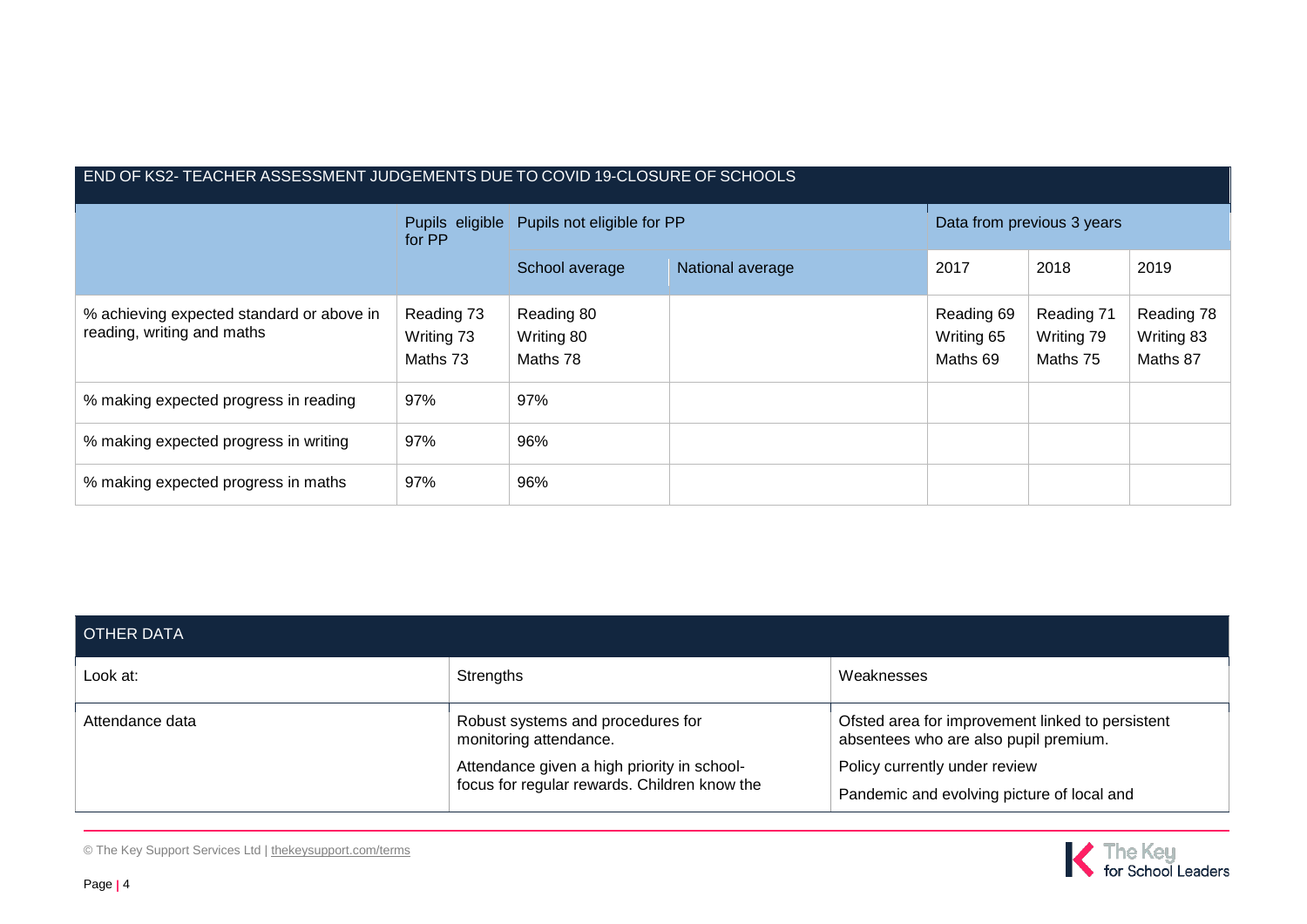| END OF KS2- TEACHER ASSESSMENT JUDGEMENTS DUE TO COVID 19-CLOSURE OF SCHOOLS | | | | | | |
|---|---|---|---|---|---|---|
| | Pupils eligible for PP | Pupils not eligible for PP | | Data from previous 3 years | | |
| | | School average | National average | 2017 | 2018 | 2019 |
| % achieving expected standard or above in reading, writing and maths | Reading 73<br>Writing 73<br>Maths 73 | Reading 80<br>Writing 80<br>Maths 78 | | Reading 69<br>Writing 65<br>Maths 69 | Reading 71<br>Writing 79<br>Maths 75 | Reading 78<br>Writing 83<br>Maths 87 |
| % making expected progress in reading | 97% | 97% | | | | |
| % making expected progress in writing | 97% | 96% | | | | |
| % making expected progress in maths | 97% | 96% | | | | |

| OTHER DATA | | |
|---|---|---|
| Look at: | Strengths | Weaknesses |
| Attendance data | Robust systems and procedures for monitoring attendance.<br>Attendance given a high priority in school-focus for regular rewards. Children know the | Ofsted area for improvement linked to persistent absentees who are also pupil premium.<br>Policy currently under review<br>Pandemic and evolving picture of local and |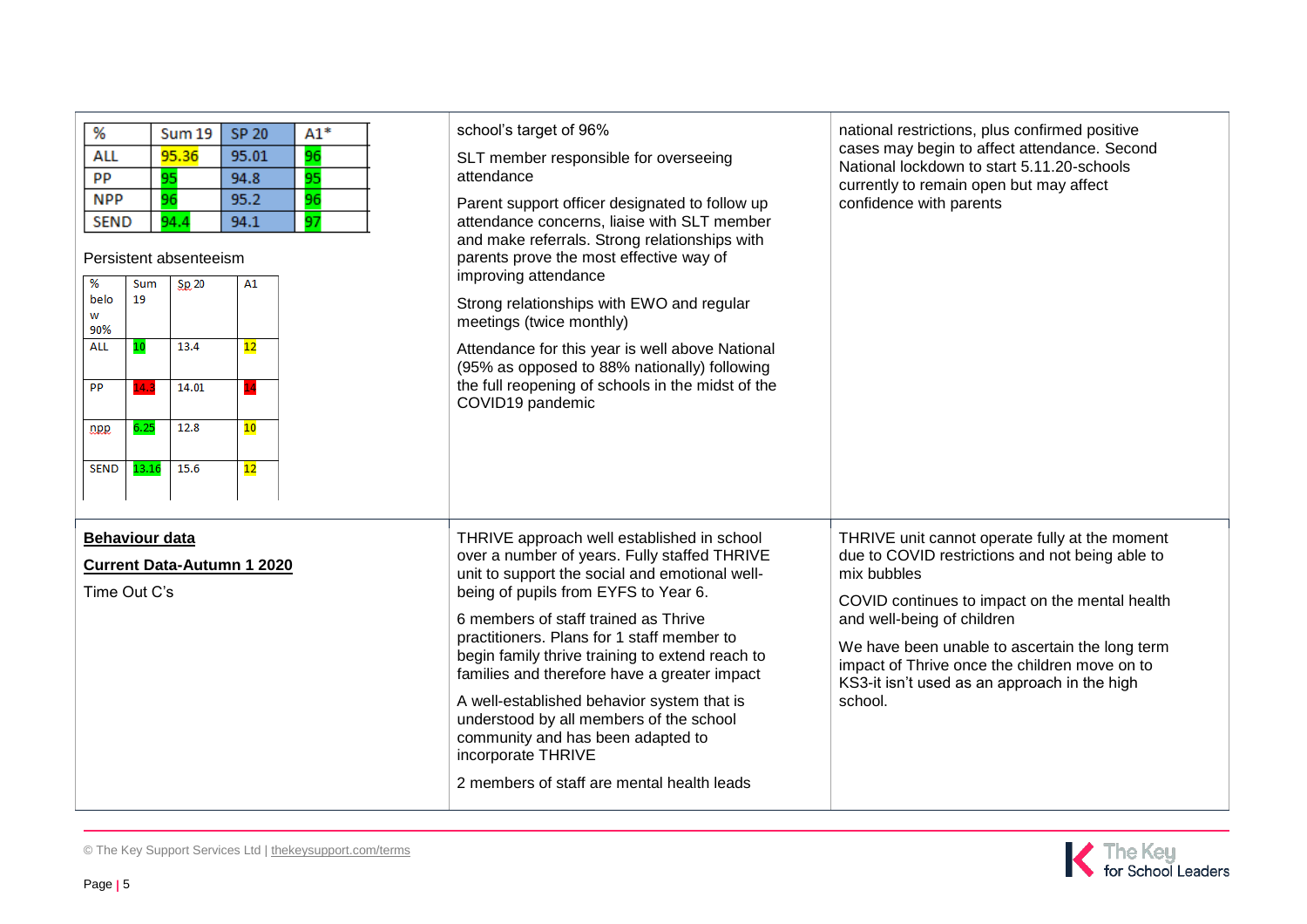| % | Sum 19 | SP 20 | A1* |
| --- | --- | --- | --- |
| ALL | 95.36 | 95.01 | 96 |
| PP | 95 | 94.8 | 95 |
| NPP | 96 | 95.2 | 96 |
| SEND | 94.4 | 94.1 | 97 |

Persistent absenteeism

| % below 90% | Sum 19 | Sp 20 | A1 |
| --- | --- | --- | --- |
| ALL | 10 | 13.4 | 12 |
| PP | 14.3 | 14.01 | 14 |
| npp | 6.25 | 12.8 | 10 |
| SEND | 13.16 | 15.6 | 12 |

school's target of 96%

SLT member responsible for overseeing attendance

Parent support officer designated to follow up attendance concerns, liaise with SLT member and make referrals. Strong relationships with parents prove the most effective way of improving attendance

Strong relationships with EWO and regular meetings (twice monthly)

Attendance for this year is well above National (95% as opposed to 88% nationally) following the full reopening of schools in the midst of the COVID19 pandemic

national restrictions, plus confirmed positive cases may begin to affect attendance. Second National lockdown to start 5.11.20-schools currently to remain open but may affect confidence with parents

**Behaviour data**

**Current Data-Autumn 1 2020**

Time Out C's

THRIVE approach well established in school over a number of years. Fully staffed THRIVE unit to support the social and emotional well-being of pupils from EYFS to Year 6.

6 members of staff trained as Thrive practitioners. Plans for 1 staff member to begin family thrive training to extend reach to families and therefore have a greater impact

A well-established behavior system that is understood by all members of the school community and has been adapted to incorporate THRIVE

2 members of staff are mental health leads

THRIVE unit cannot operate fully at the moment due to COVID restrictions and not being able to mix bubbles

COVID continues to impact on the mental health and well-being of children

We have been unable to ascertain the long term impact of Thrive once the children move on to KS3-it isn't used as an approach in the high school.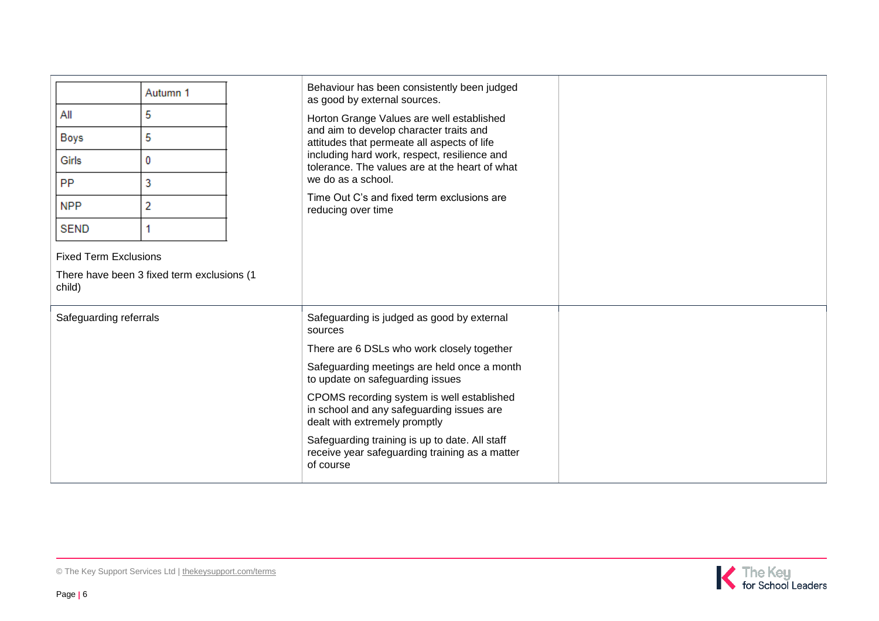|  | Autumn 1 |
|---|---|
| All | 5 |
| Boys | 5 |
| Girls | 0 |
| PP | 3 |
| NPP | 2 |
| SEND | 1 |

Fixed Term Exclusions

There have been 3 fixed term exclusions (1 child)

Behaviour has been consistently been judged as good by external sources.

Horton Grange Values are well established and aim to develop character traits and attitudes that permeate all aspects of life including hard work, respect, resilience and tolerance. The values are at the heart of what we do as a school.

Time Out C's and fixed term exclusions are reducing over time

| Safeguarding referrals | Safeguarding is judged as good by external sources<br><br>There are 6 DSLs who work closely together<br><br>Safeguarding meetings are held once a month to update on safeguarding issues<br><br>CPOMS recording system is well established in school and any safeguarding issues are dealt with extremely promptly<br><br>Safeguarding training is up to date. All staff receive year safeguarding training as a matter of course | |
|---|---|---|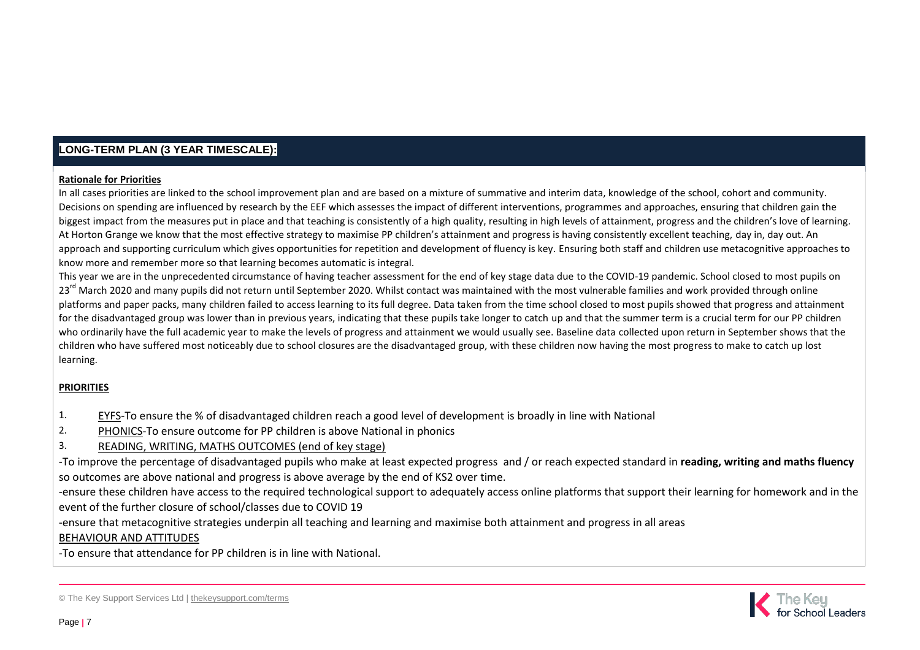## LONG-TERM PLAN (3 YEAR TIMESCALE):

**Rationale for Priorities**

In all cases priorities are linked to the school improvement plan and are based on a mixture of summative and interim data, knowledge of the school, cohort and community. Decisions on spending are influenced by research by the EEF which assesses the impact of different interventions, programmes and approaches, ensuring that children gain the biggest impact from the measures put in place and that teaching is consistently of a high quality, resulting in high levels of attainment, progress and the children's love of learning. At Horton Grange we know that the most effective strategy to maximise PP children's attainment and progress is having consistently excellent teaching, day in, day out. An approach and supporting curriculum which gives opportunities for repetition and development of fluency is key. Ensuring both staff and children use metacognitive approaches to know more and remember more so that learning becomes automatic is integral.

This year we are in the unprecedented circumstance of having teacher assessment for the end of key stage data due to the COVID-19 pandemic. School closed to most pupils on 23rd March 2020 and many pupils did not return until September 2020. Whilst contact was maintained with the most vulnerable families and work provided through online platforms and paper packs, many children failed to access learning to its full degree. Data taken from the time school closed to most pupils showed that progress and attainment for the disadvantaged group was lower than in previous years, indicating that these pupils take longer to catch up and that the summer term is a crucial term for our PP children who ordinarily have the full academic year to make the levels of progress and attainment we would usually see. Baseline data collected upon return in September shows that the children who have suffered most noticeably due to school closures are the disadvantaged group, with these children now having the most progress to make to catch up lost learning.

**PRIORITIES**

1. EYFS-To ensure the % of disadvantaged children reach a good level of development is broadly in line with National
2. PHONICS-To ensure outcome for PP children is above National in phonics
3. READING, WRITING, MATHS OUTCOMES (end of key stage)

-To improve the percentage of disadvantaged pupils who make at least expected progress and / or reach expected standard in **reading, writing and maths fluency** so outcomes are above national and progress is above average by the end of KS2 over time.

-ensure these children have access to the required technological support to adequately access online platforms that support their learning for homework and in the event of the further closure of school/classes due to COVID 19

-ensure that metacognitive strategies underpin all teaching and learning and maximise both attainment and progress in all areas

BEHAVIOUR AND ATTITUDES

-To ensure that attendance for PP children is in line with National.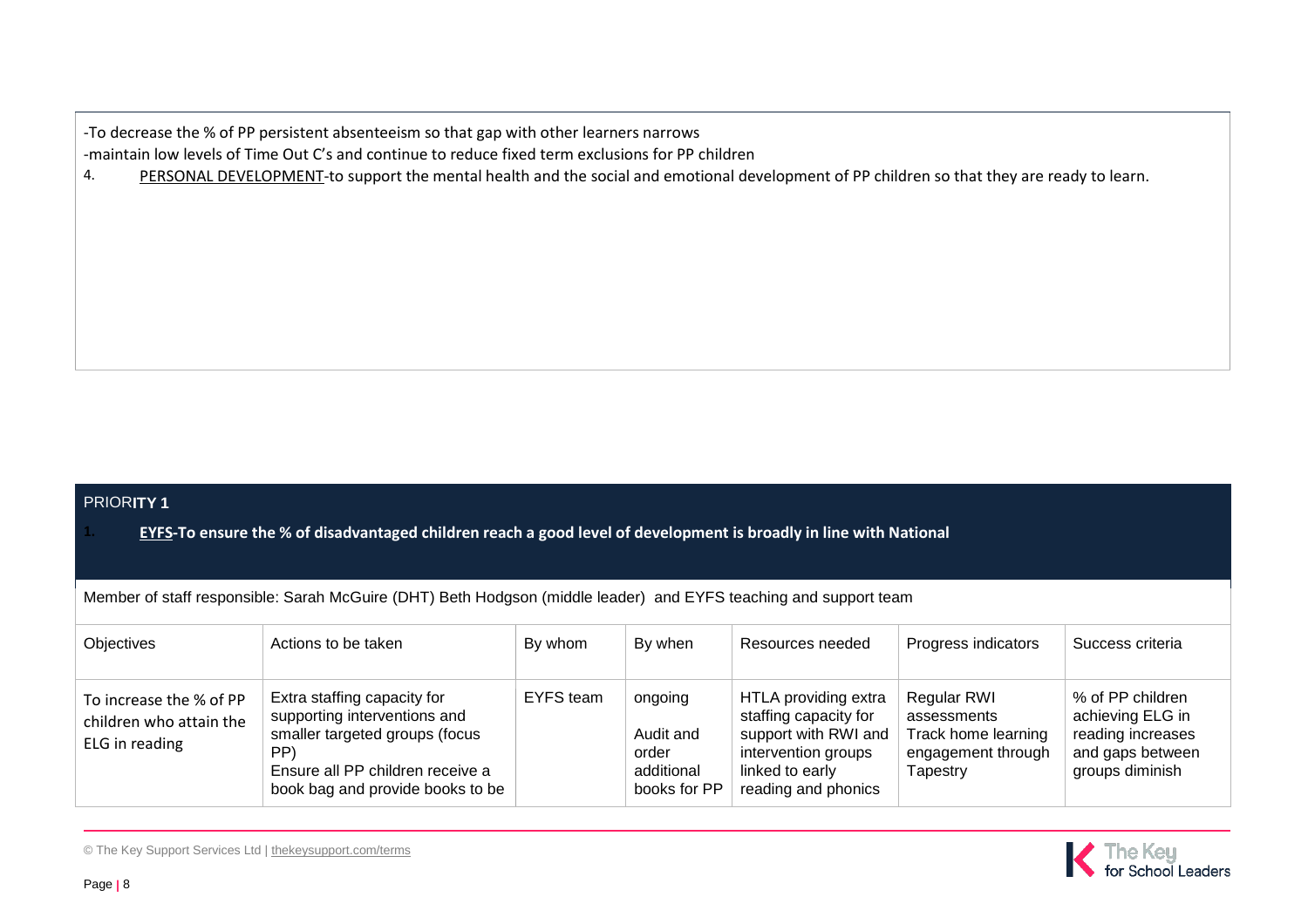-To decrease the % of PP persistent absenteeism so that gap with other learners narrows
-maintain low levels of Time Out C's and continue to reduce fixed term exclusions for PP children

4. PERSONAL DEVELOPMENT-to support the mental health and the social and emotional development of PP children so that they are ready to learn.

## PRIORITY 1

1. **EYFS-To ensure the % of disadvantaged children reach a good level of development is broadly in line with National**

Member of staff responsible: Sarah McGuire (DHT) Beth Hodgson (middle leader) and EYFS teaching and support team

| Objectives | Actions to be taken | By whom | By when | Resources needed | Progress indicators | Success criteria |
|---|---|---|---|---|---|---|
| To increase the % of PP children who attain the ELG in reading | Extra staffing capacity for supporting interventions and smaller targeted groups (focus PP)<br>Ensure all PP children receive a book bag and provide books to be | EYFS team | ongoing<br>Audit and order additional books for PP | HTLA providing extra staffing capacity for support with RWI and intervention groups linked to early reading and phonics | Regular RWI assessments<br>Track home learning engagement through Tapestry | % of PP children achieving ELG in reading increases and gaps between groups diminish |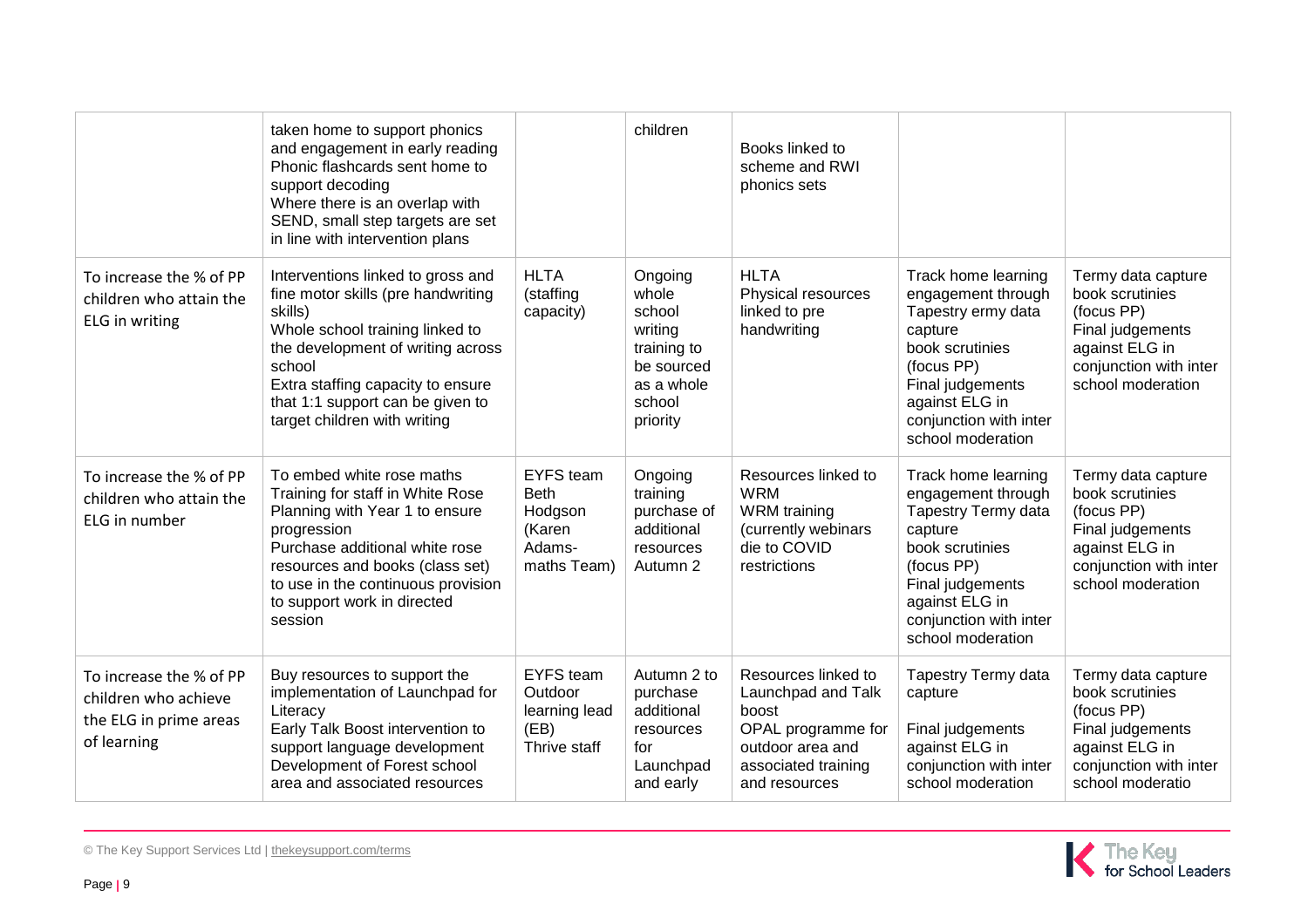| | | | | | | |
|---|---|---|---|---|---|---|
| | taken home to support phonics and engagement in early reading<br>Phonic flashcards sent home to support decoding<br>Where there is an overlap with SEND, small step targets are set in line with intervention plans | | children | Books linked to scheme and RWI phonics sets | | |
| To increase the % of PP children who attain the ELG in writing | Interventions linked to gross and fine motor skills (pre handwriting skills)<br>Whole school training linked to the development of writing across school<br>Extra staffing capacity to ensure that 1:1 support can be given to target children with writing | HLTA (staffing capacity) | Ongoing whole school writing training to be sourced as a whole school priority | HLTA<br>Physical resources linked to pre handwriting | Track home learning engagement through Tapestry ermy data capture<br>book scrutinies (focus PP)<br>Final judgements against ELG in conjunction with inter school moderation | Termy data capture<br>book scrutinies (focus PP)<br>Final judgements against ELG in conjunction with inter school moderation |
| To increase the % of PP children who attain the ELG in number | To embed white rose maths<br>Training for staff in White Rose<br>Planning with Year 1 to ensure progression<br>Purchase additional white rose resources and books (class set) to use in the continuous provision to support work in directed session | EYFS team<br>Beth Hodgson (Karen Adams- maths Team) | Ongoing training purchase of additional resources Autumn 2 | Resources linked to WRM<br>WRM training (currently webinars die to COVID restrictions | Track home learning engagement through Tapestry Termy data capture<br>book scrutinies (focus PP)<br>Final judgements against ELG in conjunction with inter school moderation | Termy data capture<br>book scrutinies (focus PP)<br>Final judgements against ELG in conjunction with inter school moderation |
| To increase the % of PP children who achieve the ELG in prime areas of learning | Buy resources to support the implementation of Launchpad for Literacy<br>Early Talk Boost intervention to support language development<br>Development of Forest school area and associated resources | EYFS team<br>Outdoor learning lead (EB)<br>Thrive staff | Autumn 2 to purchase additional resources for Launchpad and early | Resources linked to Launchpad and Talk boost<br>OPAL programme for outdoor area and associated training and resources | Tapestry Termy data capture<br><br>Final judgements against ELG in conjunction with inter school moderation | Termy data capture<br>book scrutinies (focus PP)<br>Final judgements against ELG in conjunction with inter school moderatio |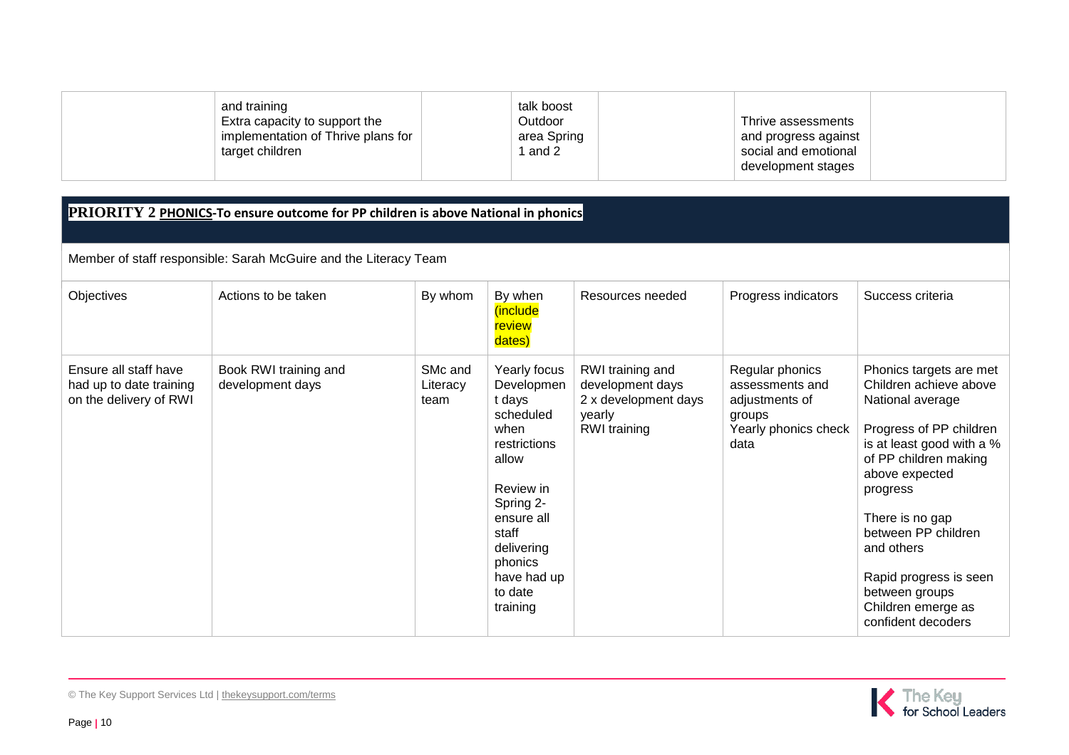| | and training<br>Extra capacity to support the implementation of Thrive plans for target children | | talk boost<br>Outdoor area Spring 1 and 2 | | Thrive assessments and progress against social and emotional development stages | |
|---|---|---|---|---|---|---|

## PRIORITY 2 PHONICS-To ensure outcome for PP children is above National in phonics

Member of staff responsible: Sarah McGuire and the Literacy Team

| Objectives | Actions to be taken | By whom | By when (include review dates) | Resources needed | Progress indicators | Success criteria |
|---|---|---|---|---|---|---|
| Ensure all staff have had up to date training on the delivery of RWI | Book RWI training and development days | SMc and Literacy team | Yearly focus Development days scheduled when restrictions allow<br><br>Review in Spring 2- ensure all staff delivering phonics have had up to date training | RWI training and development days<br>2 x development days yearly<br>RWI training | Regular phonics assessments and adjustments of groups<br>Yearly phonics check data | Phonics targets are met<br>Children achieve above National average<br><br>Progress of PP children is at least good with a % of PP children making above expected progress<br><br>There is no gap between PP children and others<br><br>Rapid progress is seen between groups<br>Children emerge as confident decoders |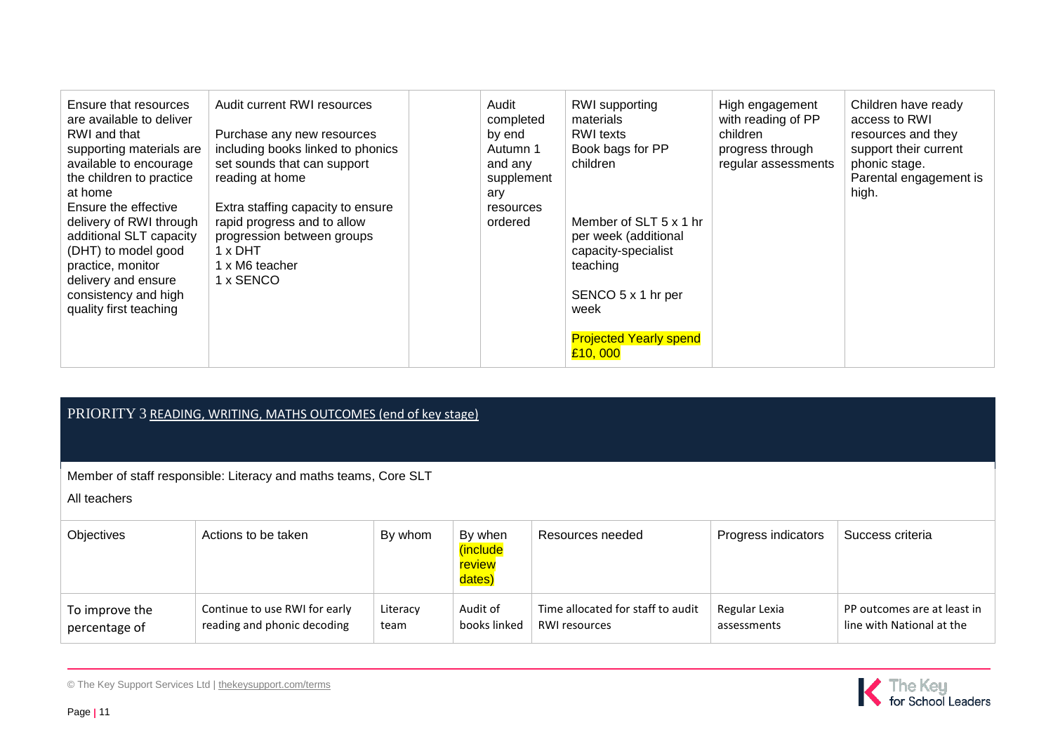| Ensure that resources are available to deliver RWI and that supporting materials are available to encourage the children to practice at home<br>Ensure the effective delivery of RWI through additional SLT capacity (DHT) to model good practice, monitor delivery and ensure consistency and high quality first teaching | Audit current RWI resources<br><br>Purchase any new resources including books linked to phonics set sounds that can support reading at home<br><br>Extra staffing capacity to ensure rapid progress and to allow progression between groups<br>1 x DHT<br>1 x M6 teacher<br>1 x SENCO | | Audit completed by end Autumn 1 and any supplementary resources ordered | RWI supporting materials<br>RWI texts<br>Book bags for PP children<br><br>Member of SLT 5 x 1 hr per week (additional capacity-specialist teaching<br><br>SENCO 5 x 1 hr per week<br><br>Projected Yearly spend £10, 000 | High engagement with reading of PP children progress through regular assessments | Children have ready access to RWI resources and they support their current phonic stage.<br>Parental engagement is high. |
|---|---|---|---|---|---|---|

## PRIORITY 3 READING, WRITING, MATHS OUTCOMES (end of key stage)

Member of staff responsible: Literacy and maths teams, Core SLT

All teachers

| Objectives | Actions to be taken | By whom | By when (include review dates) | Resources needed | Progress indicators | Success criteria |
|---|---|---|---|---|---|---|
| To improve the percentage of | Continue to use RWI for early reading and phonic decoding | Literacy team | Audit of books linked | Time allocated for staff to audit RWI resources | Regular Lexia assessments | PP outcomes are at least in line with National at the |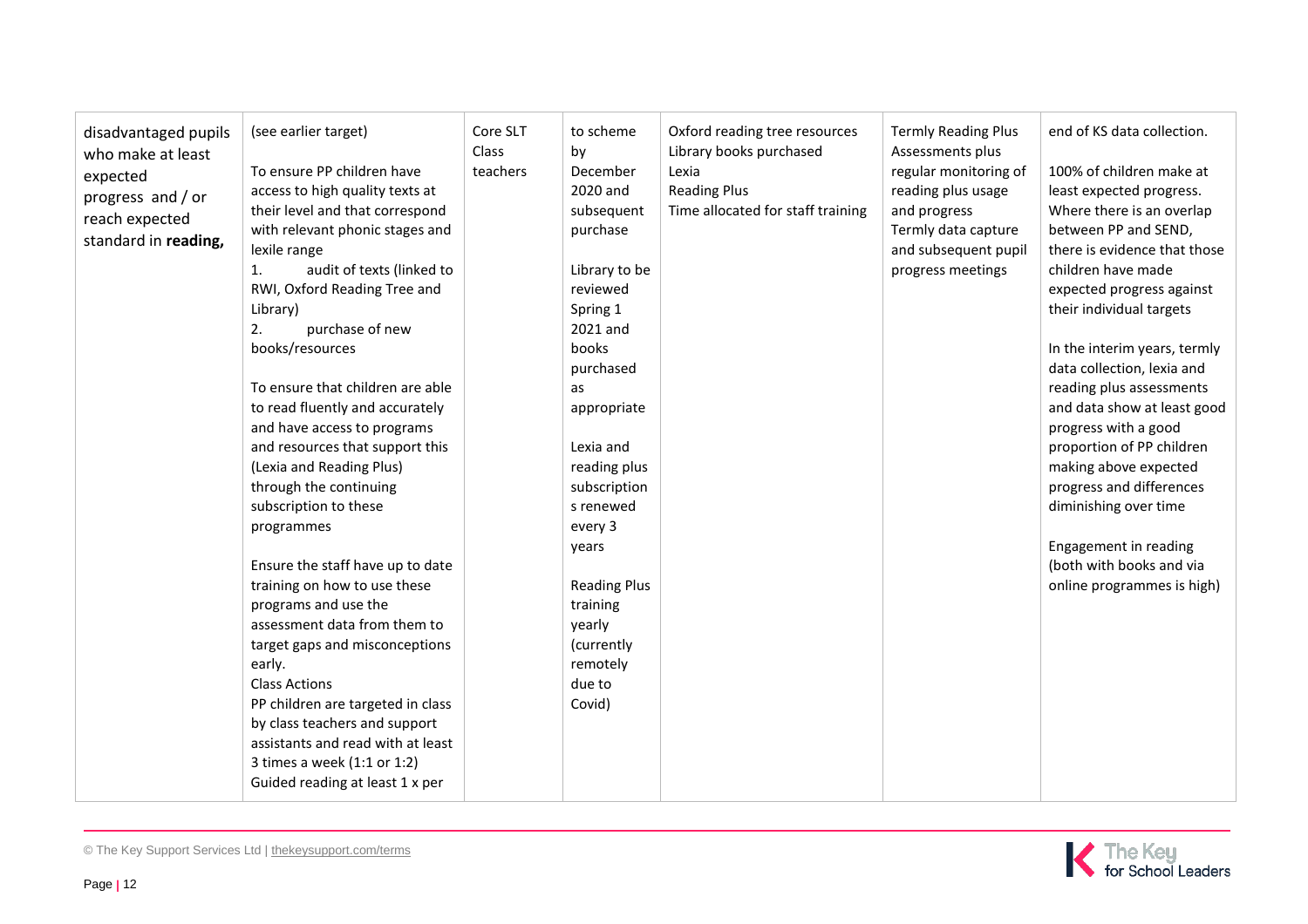| | | | | | | |
|---|---|---|---|---|---|---|
| disadvantaged pupils who make at least expected progress and / or reach expected standard in **reading,** | (see earlier target)<br><br>To ensure PP children have access to high quality texts at their level and that correspond with relevant phonic stages and lexile range<br>1. audit of texts (linked to RWI, Oxford Reading Tree and Library)<br>2. purchase of new books/resources<br><br>To ensure that children are able to read fluently and accurately and have access to programs and resources that support this (Lexia and Reading Plus) through the continuing subscription to these programmes<br><br>Ensure the staff have up to date training on how to use these programs and use the assessment data from them to target gaps and misconceptions early.<br>Class Actions<br>PP children are targeted in class by class teachers and support assistants and read with at least 3 times a week (1:1 or 1:2)<br>Guided reading at least 1 x per | Core SLT<br>Class teachers | to scheme by December 2020 and subsequent purchase<br><br>Library to be reviewed Spring 1 2021 and books purchased as appropriate<br><br>Lexia and reading plus subscriptions renewed every 3 years<br><br>Reading Plus training yearly (currently remotely due to Covid) | Oxford reading tree resources<br>Library books purchased<br>Lexia<br>Reading Plus<br>Time allocated for staff training | Termly Reading Plus Assessments plus regular monitoring of reading plus usage and progress<br>Termly data capture and subsequent pupil progress meetings | end of KS data collection.<br><br>100% of children make at least expected progress. Where there is an overlap between PP and SEND, there is evidence that those children have made expected progress against their individual targets<br><br>In the interim years, termly data collection, lexia and reading plus assessments and data show at least good progress with a good proportion of PP children making above expected progress and differences diminishing over time<br><br>Engagement in reading (both with books and via online programmes is high) |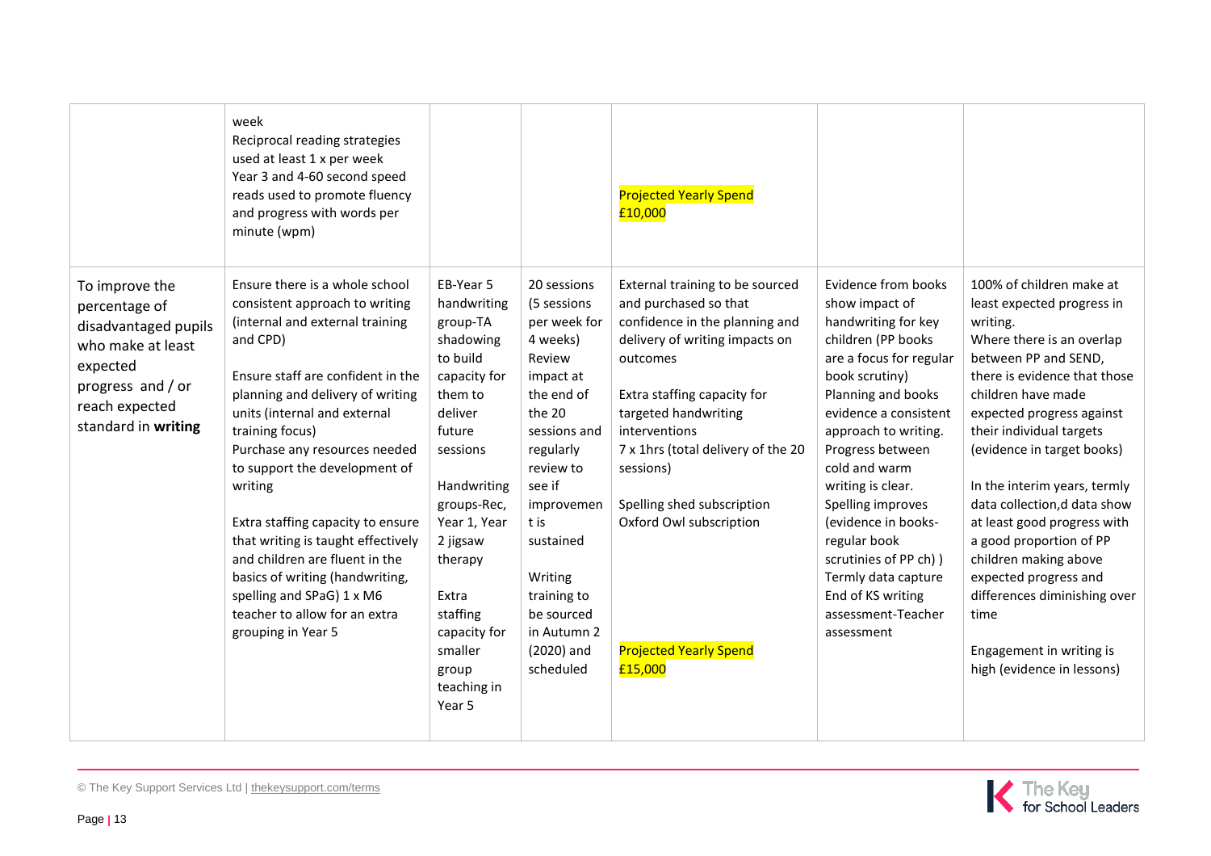| | | | | | | |
|---|---|---|---|---|---|---|
| | week<br>Reciprocal reading strategies used at least 1 x per week<br>Year 3 and 4-60 second speed reads used to promote fluency and progress with words per minute (wpm) | | | Projected Yearly Spend<br>£10,000 | | |
| To improve the percentage of disadvantaged pupils who make at least expected progress and / or reach expected standard in **writing** | Ensure there is a whole school consistent approach to writing (internal and external training and CPD)<br><br>Ensure staff are confident in the planning and delivery of writing units (internal and external training focus)<br>Purchase any resources needed to support the development of writing<br><br>Extra staffing capacity to ensure that writing is taught effectively and children are fluent in the basics of writing (handwriting, spelling and SPaG) 1 x M6 teacher to allow for an extra grouping in Year 5 | EB-Year 5 handwriting group-TA shadowing to build capacity for them to deliver future sessions<br><br>Handwriting groups-Rec, Year 1, Year 2 jigsaw therapy<br><br>Extra staffing capacity for smaller group teaching in Year 5 | 20 sessions (5 sessions per week for 4 weeks) Review impact at the end of the 20 sessions and regularly review to see if improvement is sustained<br><br>Writing training to be sourced in Autumn 2 (2020) and scheduled | External training to be sourced and purchased so that confidence in the planning and delivery of writing impacts on outcomes<br><br>Extra staffing capacity for targeted handwriting interventions<br>7 x 1hrs (total delivery of the 20 sessions)<br><br>Spelling shed subscription<br>Oxford Owl subscription<br><br>Projected Yearly Spend<br>£15,000 | Evidence from books show impact of handwriting for key children (PP books are a focus for regular book scrutiny)<br>Planning and books evidence a consistent approach to writing.<br>Progress between cold and warm writing is clear.<br>Spelling improves (evidence in books-regular book scrutinies of PP ch) )<br>Termly data capture<br>End of KS writing assessment-Teacher assessment | 100% of children make at least expected progress in writing.<br>Where there is an overlap between PP and SEND, there is evidence that those children have made expected progress against their individual targets (evidence in target books)<br><br>In the interim years, termly data collection,d data show at least good progress with a good proportion of PP children making above expected progress and differences diminishing over time<br><br>Engagement in writing is high (evidence in lessons) |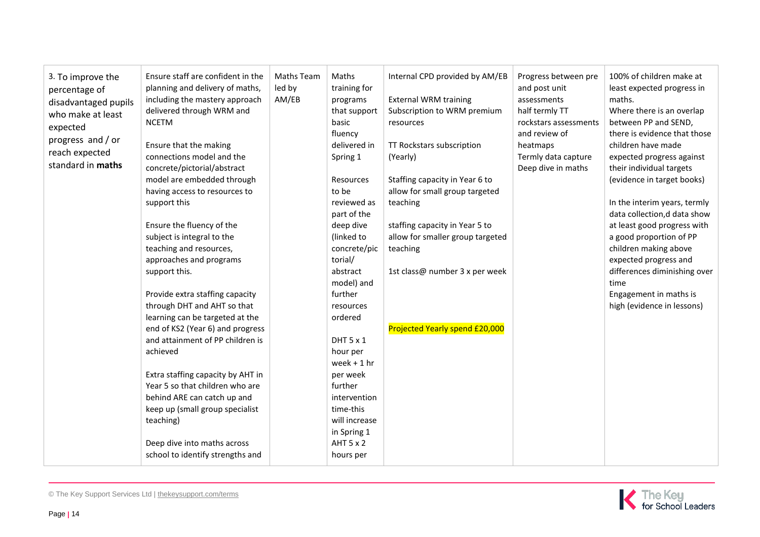| 3. To improve the percentage of disadvantaged pupils who make at least expected progress and / or reach expected standard in **maths** | Ensure staff are confident in the planning and delivery of maths, including the mastery approach delivered through WRM and NCETM<br><br>Ensure that the making connections model and the concrete/pictorial/abstract model are embedded through having access to resources to support this<br><br>Ensure the fluency of the subject is integral to the teaching and resources, approaches and programs support this.<br><br>Provide extra staffing capacity through DHT and AHT so that learning can be targeted at the end of KS2 (Year 6) and progress and attainment of PP children is achieved<br><br>Extra staffing capacity by AHT in Year 5 so that children who are behind ARE can catch up and keep up (small group specialist teaching)<br><br>Deep dive into maths across school to identify strengths and | Maths Team led by AM/EB | Maths training for programs that support basic fluency delivered in Spring 1<br><br>Resources to be reviewed as part of the deep dive (linked to concrete/pictorial/ abstract model) and further resources ordered<br><br>DHT 5 x 1 hour per week + 1 hr per week further intervention time-this will increase in Spring 1<br>AHT 5 x 2 hours per | Internal CPD provided by AM/EB<br><br>External WRM training<br>Subscription to WRM premium resources<br><br>TT Rockstars subscription (Yearly)<br><br>Staffing capacity in Year 6 to allow for small group targeted teaching<br><br>staffing capacity in Year 5 to allow for smaller group targeted teaching<br><br>1st class@ number 3 x per week<br><br>Projected Yearly spend £20,000 | Progress between pre and post unit assessments<br>half termly TT rockstars assessments and review of heatmaps<br>Termly data capture<br>Deep dive in maths | 100% of children make at least expected progress in maths.<br>Where there is an overlap between PP and SEND, there is evidence that those children have made expected progress against their individual targets (evidence in target books)<br><br>In the interim years, termly data collection,d data show at least good progress with a good proportion of PP children making above expected progress and differences diminishing over time<br>Engagement in maths is high (evidence in lessons) |
|---|---|---|---|---|---|---|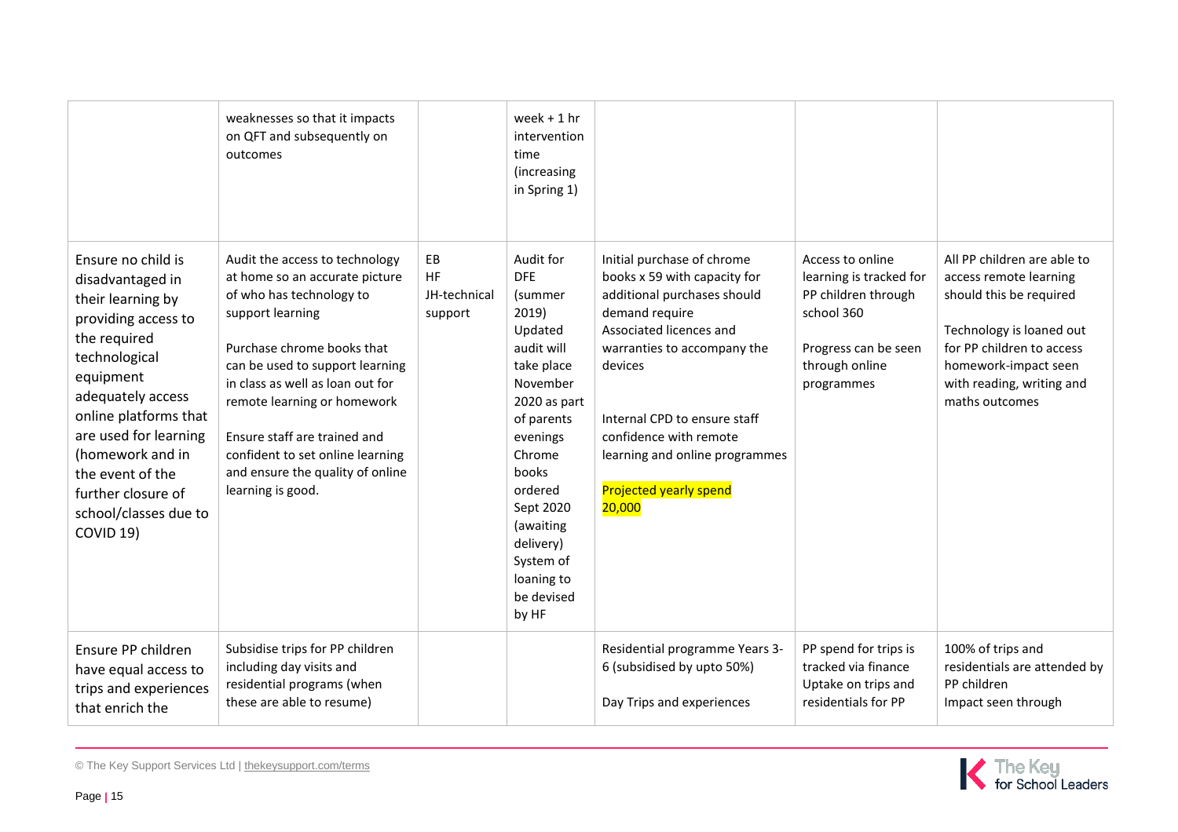| | | | | | | |
|---|---|---|---|---|---|---|
| | weaknesses so that it impacts on QFT and subsequently on outcomes | | week + 1 hr intervention time (increasing in Spring 1) | | | |
| Ensure no child is disadvantaged in their learning by providing access to the required technological equipment adequately access online platforms that are used for learning (homework and in the event of the further closure of school/classes due to COVID 19) | Audit the access to technology at home so an accurate picture of who has technology to support learning<br><br>Purchase chrome books that can be used to support learning in class as well as loan out for remote learning or homework<br><br>Ensure staff are trained and confident to set online learning and ensure the quality of online learning is good. | EB<br>HF<br>JH-technical support | Audit for DFE (summer 2019) Updated audit will take place November 2020 as part of parents evenings Chrome books ordered Sept 2020 (awaiting delivery) System of loaning to be devised by HF | Initial purchase of chrome books x 59 with capacity for additional purchases should demand require<br>Associated licences and warranties to accompany the devices<br><br>Internal CPD to ensure staff confidence with remote learning and online programmes<br><br>Projected yearly spend 20,000 | Access to online learning is tracked for PP children through school 360<br><br>Progress can be seen through online programmes | All PP children are able to access remote learning should this be required<br><br>Technology is loaned out for PP children to access homework-impact seen with reading, writing and maths outcomes |
| Ensure PP children have equal access to trips and experiences that enrich the | Subsidise trips for PP children including day visits and residential programs (when these are able to resume) | | | Residential programme Years 3-6 (subsidised by upto 50%)<br><br>Day Trips and experiences | PP spend for trips is tracked via finance<br>Uptake on trips and residentials for PP | 100% of trips and residentials are attended by PP children<br>Impact seen through |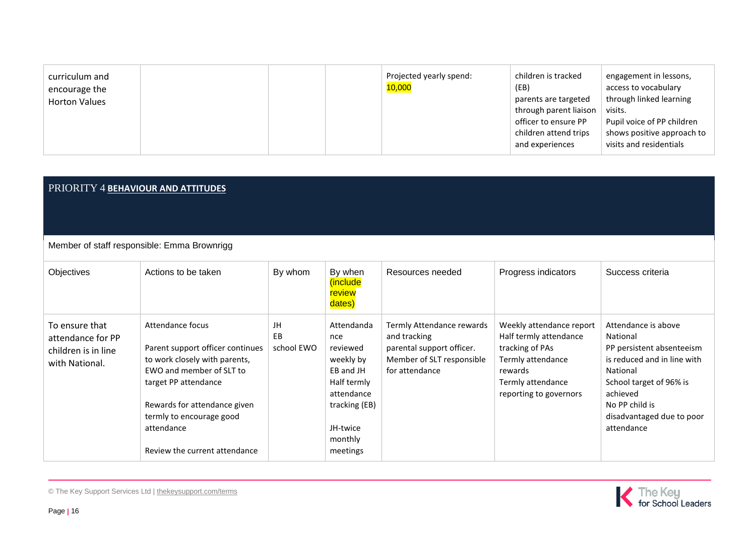| | | | | | | |
|---|---|---|---|---|---|---|
| curriculum and encourage the Horton Values | | | | Projected yearly spend: 10,000 | children is tracked (EB)<br>parents are targeted through parent liaison officer to ensure PP children attend trips and experiences | engagement in lessons, access to vocabulary through linked learning visits.<br>Pupil voice of PP children shows positive approach to visits and residentials |

## PRIORITY 4 **BEHAVIOUR AND ATTITUDES**

Member of staff responsible: Emma Brownrigg

| Objectives | Actions to be taken | By whom | By when (include review dates) | Resources needed | Progress indicators | Success criteria |
|---|---|---|---|---|---|---|
| To ensure that attendance for PP children is in line with National. | Attendance focus<br><br>Parent support officer continues to work closely with parents, EWO and member of SLT to target PP attendance<br><br>Rewards for attendance given termly to encourage good attendance<br><br>Review the current attendance | JH<br>EB<br>school EWO | Attendandance reviewed weekly by EB and JH<br>Half termly attendance tracking (EB)<br><br>JH-twice monthly meetings | Termly Attendance rewards and tracking<br>parental support officer.<br>Member of SLT responsible for attendance | Weekly attendance report<br>Half termly attendance tracking of PAs<br>Termly attendance rewards<br>Termly attendance reporting to governors | Attendance is above National<br>PP persistent absenteeism is reduced and in line with National<br>School target of 96% is achieved<br>No PP child is disadvantaged due to poor attendance |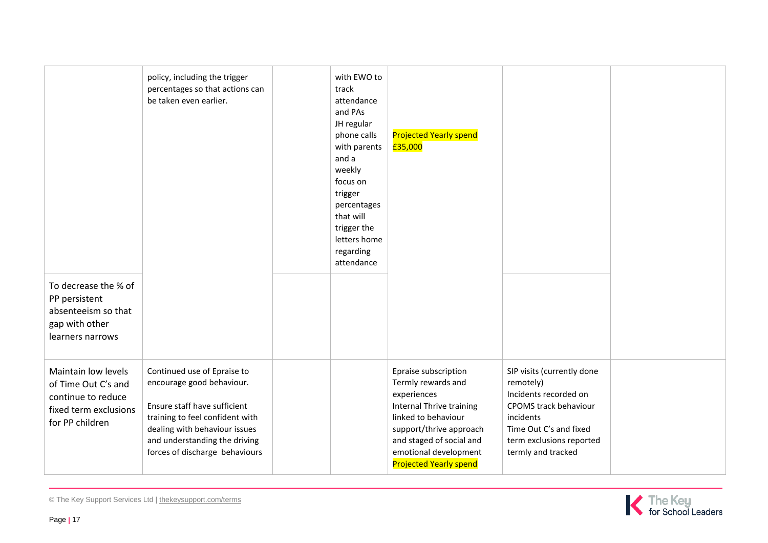| | | | | | | |
|---|---|---|---|---|---|---|
| | policy, including the trigger percentages so that actions can be taken even earlier. | | with EWO to track attendance and PAs<br>JH regular phone calls with parents and a weekly focus on trigger percentages that will trigger the letters home regarding attendance | Projected Yearly spend £35,000 | | |
| To decrease the % of PP persistent absenteeism so that gap with other learners narrows | | | | | | |
| Maintain low levels of Time Out C's and continue to reduce fixed term exclusions for PP children | Continued use of Epraise to encourage good behaviour.<br><br>Ensure staff have sufficient training to feel confident with dealing with behaviour issues and understanding the driving forces of discharge behaviours | | | Epraise subscription<br>Termly rewards and experiences<br>Internal Thrive training linked to behaviour support/thrive approach and staged of social and emotional development<br>Projected Yearly spend | SIP visits (currently done remotely)<br>Incidents recorded on CPOMS track behaviour incidents<br>Time Out C's and fixed term exclusions reported termly and tracked | |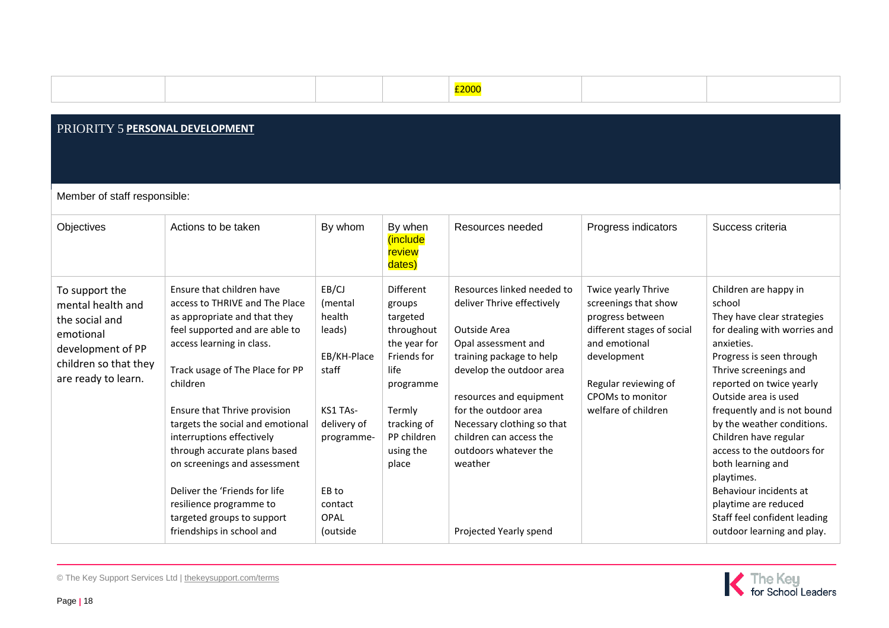| | | | | £2000 | | |
|---|---|---|---|---|---|---|

## PRIORITY 5 **PERSONAL DEVELOPMENT**

Member of staff responsible:

| Objectives | Actions to be taken | By whom | By when (include review dates) | Resources needed | Progress indicators | Success criteria |
|---|---|---|---|---|---|---|
| To support the mental health and the social and emotional development of PP children so that they are ready to learn. | Ensure that children have access to THRIVE and The Place as appropriate and that they feel supported and are able to access learning in class.<br><br>Track usage of The Place for PP children<br><br>Ensure that Thrive provision targets the social and emotional interruptions effectively through accurate plans based on screenings and assessment<br><br>Deliver the 'Friends for life resilience programme to targeted groups to support friendships in school and | EB/CJ (mental health leads)<br><br>EB/KH-Place staff<br><br>KS1 TAs-delivery of programme-<br><br>EB to contact OPAL (outside | Different groups targeted throughout the year for Friends for life programme<br><br>Termly tracking of PP children using the place | Resources linked needed to deliver Thrive effectively<br><br>Outside Area<br>Opal assessment and training package to help develop the outdoor area<br><br>resources and equipment for the outdoor area<br>Necessary clothing so that children can access the outdoors whatever the weather<br><br>Projected Yearly spend | Twice yearly Thrive screenings that show progress between different stages of social and emotional development<br><br>Regular reviewing of CPOMs to monitor welfare of children | Children are happy in school<br>They have clear strategies for dealing with worries and anxieties.<br>Progress is seen through Thrive screenings and reported on twice yearly<br>Outside area is used frequently and is not bound by the weather conditions.<br>Children have regular access to the outdoors for both learning and playtimes.<br>Behaviour incidents at playtime are reduced<br>Staff feel confident leading outdoor learning and play. |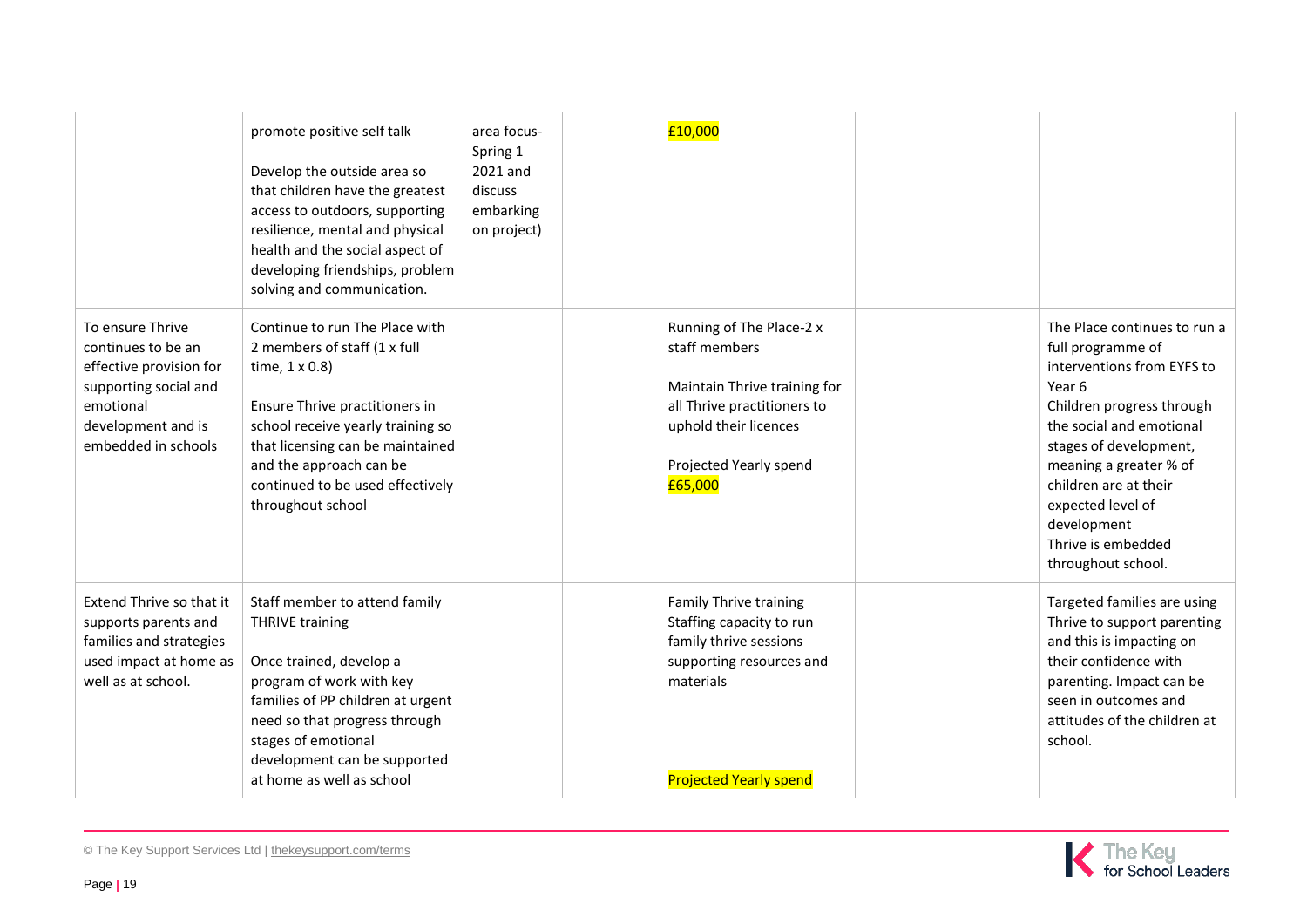| | | | | | | |
|---|---|---|---|---|---|---|
| | promote positive self talk<br><br>Develop the outside area so that children have the greatest access to outdoors, supporting resilience, mental and physical health and the social aspect of developing friendships, problem solving and communication. | area focus- Spring 1 2021 and discuss embarking on project) | | £10,000 | | |
| To ensure Thrive continues to be an effective provision for supporting social and emotional development and is embedded in schools | Continue to run The Place with 2 members of staff (1 x full time, 1 x 0.8)<br><br>Ensure Thrive practitioners in school receive yearly training so that licensing can be maintained and the approach can be continued to be used effectively throughout school | | | Running of The Place-2 x staff members<br><br>Maintain Thrive training for all Thrive practitioners to uphold their licences<br><br>Projected Yearly spend £65,000 | | The Place continues to run a full programme of interventions from EYFS to Year 6<br>Children progress through the social and emotional stages of development, meaning a greater % of children are at their expected level of development<br>Thrive is embedded throughout school. |
| Extend Thrive so that it supports parents and families and strategies used impact at home as well as at school. | Staff member to attend family THRIVE training<br><br>Once trained, develop a program of work with key families of PP children at urgent need so that progress through stages of emotional development can be supported at home as well as school | | | Family Thrive training<br>Staffing capacity to run family thrive sessions supporting resources and materials<br><br>Projected Yearly spend | | Targeted families are using Thrive to support parenting and this is impacting on their confidence with parenting. Impact can be seen in outcomes and attitudes of the children at school. |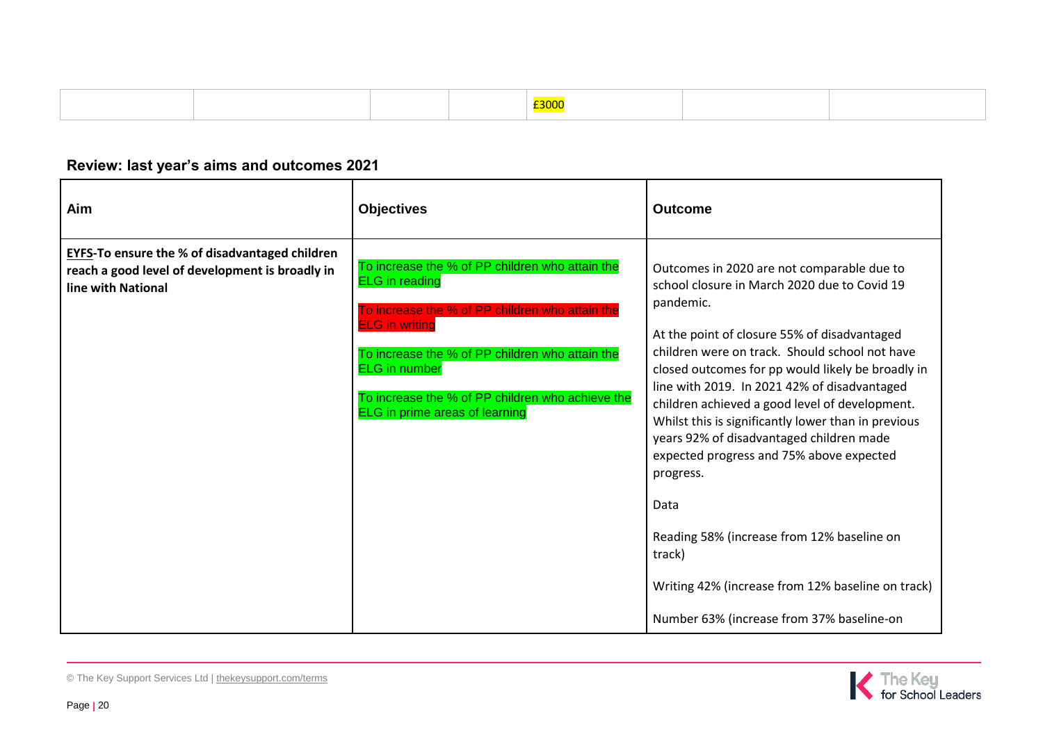| | | | | £3000 | | |
|---|---|---|---|---|---|---|

**Review: last year's aims and outcomes 2021**

| Aim | Objectives | Outcome |
|---|---|---|
| **EYFS-To ensure the % of disadvantaged children reach a good level of development is broadly in line with National** | To increase the % of PP children who attain the ELG in reading<br><br>To increase the % of PP children who attain the ELG in writing<br><br>To increase the % of PP children who attain the ELG in number<br><br>To increase the % of PP children who achieve the ELG in prime areas of learning | Outcomes in 2020 are not comparable due to school closure in March 2020 due to Covid 19 pandemic.<br><br>At the point of closure 55% of disadvantaged children were on track. Should school not have closed outcomes for pp would likely be broadly in line with 2019. In 2021 42% of disadvantaged children achieved a good level of development. Whilst this is significantly lower than in previous years 92% of disadvantaged children made expected progress and 75% above expected progress.<br><br>Data<br><br>Reading 58% (increase from 12% baseline on track)<br><br>Writing 42% (increase from 12% baseline on track)<br><br>Number 63% (increase from 37% baseline-on |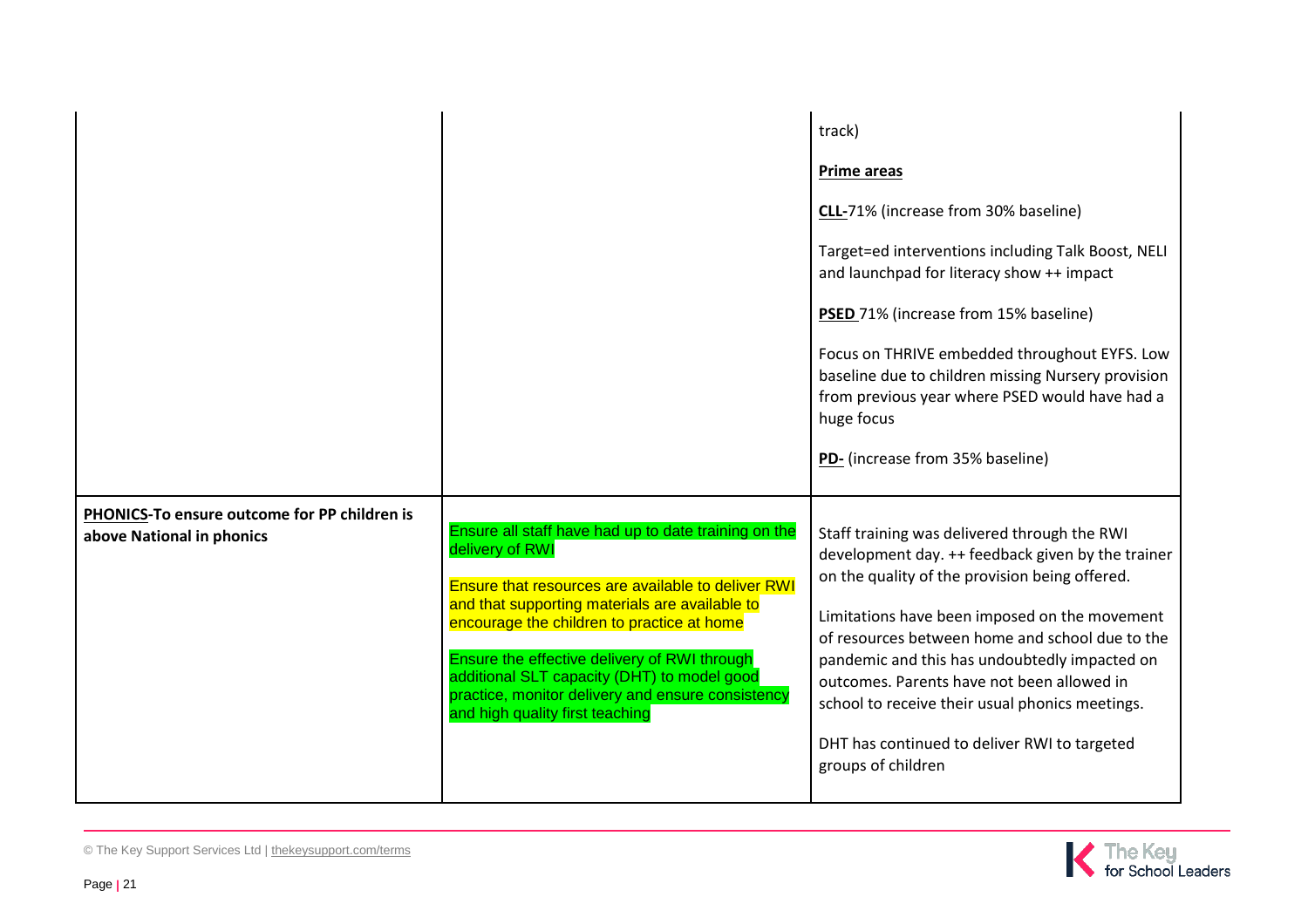| | | |
|---|---|---|
| | | track)<br><br>**Prime areas**<br><br>**CLL-**71% (increase from 30% baseline)<br><br>Target=ed interventions including Talk Boost, NELI and launchpad for literacy show ++ impact<br><br>**PSED** 71% (increase from 15% baseline)<br><br>Focus on THRIVE embedded throughout EYFS. Low baseline due to children missing Nursery provision from previous year where PSED would have had a huge focus<br><br>**PD-** (increase from 35% baseline) |
| **PHONICS-To ensure outcome for PP children is above National in phonics** | Ensure all staff have had up to date training on the delivery of RWI<br><br>Ensure that resources are available to deliver RWI and that supporting materials are available to encourage the children to practice at home<br><br>Ensure the effective delivery of RWI through additional SLT capacity (DHT) to model good practice, monitor delivery and ensure consistency and high quality first teaching | Staff training was delivered through the RWI development day. ++ feedback given by the trainer on the quality of the provision being offered.<br><br>Limitations have been imposed on the movement of resources between home and school due to the pandemic and this has undoubtedly impacted on outcomes. Parents have not been allowed in school to receive their usual phonics meetings.<br><br>DHT has continued to deliver RWI to targeted groups of children |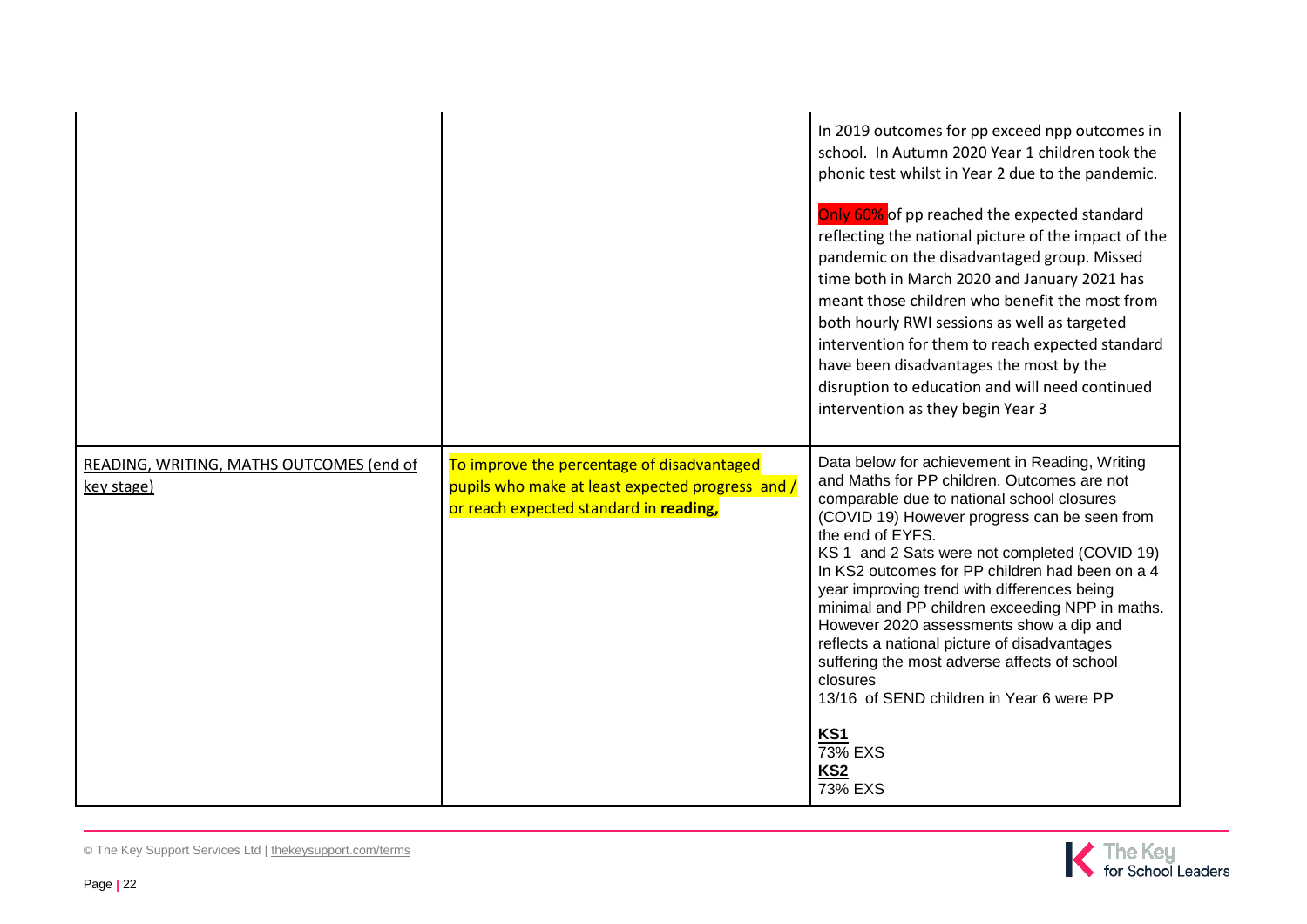| | | |
|---|---|---|
| | | In 2019 outcomes for pp exceed npp outcomes in school. In Autumn 2020 Year 1 children took the phonic test whilst in Year 2 due to the pandemic.<br><br>Only 60% of pp reached the expected standard reflecting the national picture of the impact of the pandemic on the disadvantaged group. Missed time both in March 2020 and January 2021 has meant those children who benefit the most from both hourly RWI sessions as well as targeted intervention for them to reach expected standard have been disadvantages the most by the disruption to education and will need continued intervention as they begin Year 3 |
| READING, WRITING, MATHS OUTCOMES (end of key stage) | To improve the percentage of disadvantaged pupils who make at least expected progress and / or reach expected standard in **reading,** | Data below for achievement in Reading, Writing and Maths for PP children. Outcomes are not comparable due to national school closures (COVID 19) However progress can be seen from the end of EYFS.<br>KS 1 and 2 Sats were not completed (COVID 19) In KS2 outcomes for PP children had been on a 4 year improving trend with differences being minimal and PP children exceeding NPP in maths. However 2020 assessments show a dip and reflects a national picture of disadvantages suffering the most adverse affects of school closures<br>13/16 of SEND children in Year 6 were PP<br><br>**KS1**<br>73% EXS<br>**KS2**<br>73% EXS |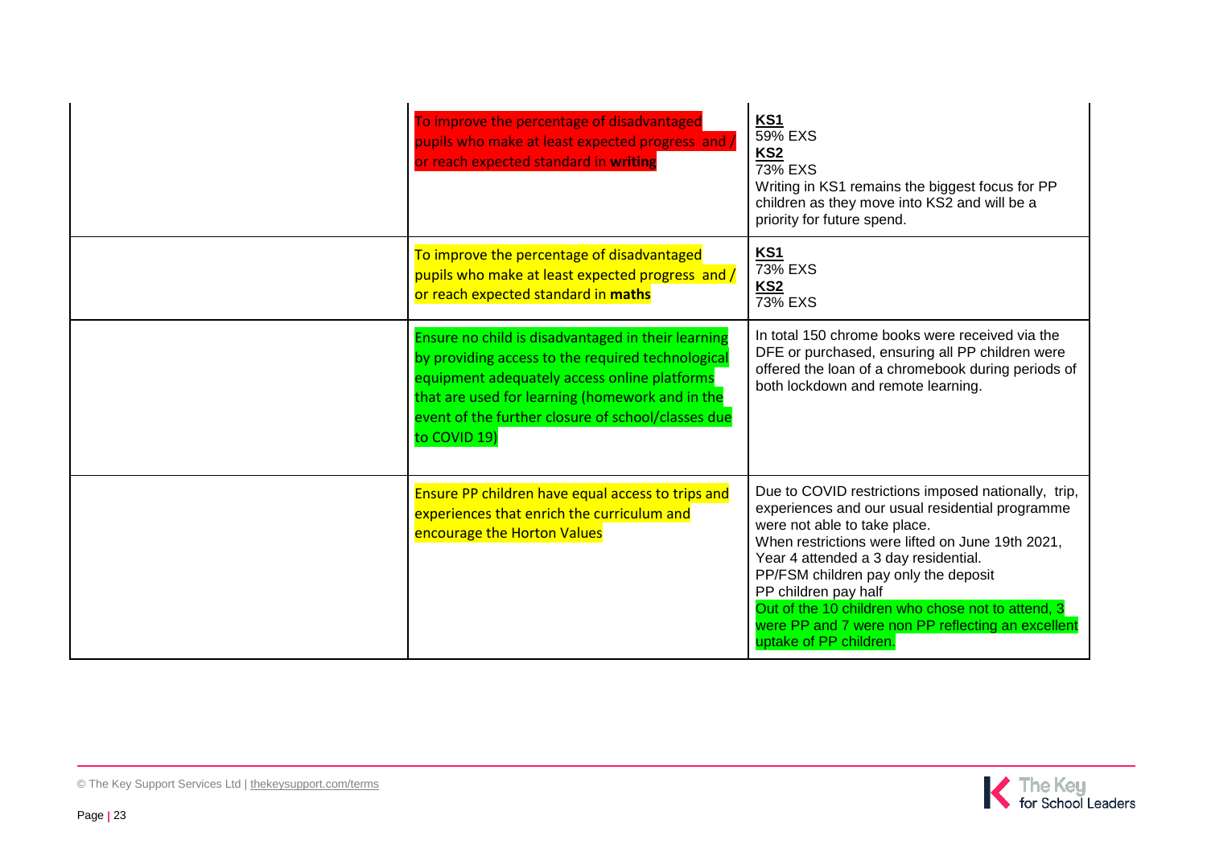| | | |
|---|---|---|
| | To improve the percentage of disadvantaged pupils who make at least expected progress and / or reach expected standard in **writing** | **KS1**<br>59% EXS<br>**KS2**<br>73% EXS<br>Writing in KS1 remains the biggest focus for PP children as they move into KS2 and will be a priority for future spend. |
| | To improve the percentage of disadvantaged pupils who make at least expected progress and / or reach expected standard in **maths** | **KS1**<br>73% EXS<br>**KS2**<br>73% EXS |
| | Ensure no child is disadvantaged in their learning by providing access to the required technological equipment adequately access online platforms that are used for learning (homework and in the event of the further closure of school/classes due to COVID 19) | In total 150 chrome books were received via the DFE or purchased, ensuring all PP children were offered the loan of a chromebook during periods of both lockdown and remote learning. |
| | Ensure PP children have equal access to trips and experiences that enrich the curriculum and encourage the Horton Values | Due to COVID restrictions imposed nationally, trip, experiences and our usual residential programme were not able to take place.<br>When restrictions were lifted on June 19th 2021, Year 4 attended a 3 day residential.<br>PP/FSM children pay only the deposit<br>PP children pay half<br>Out of the 10 children who chose not to attend, 3 were PP and 7 were non PP reflecting an excellent uptake of PP children. |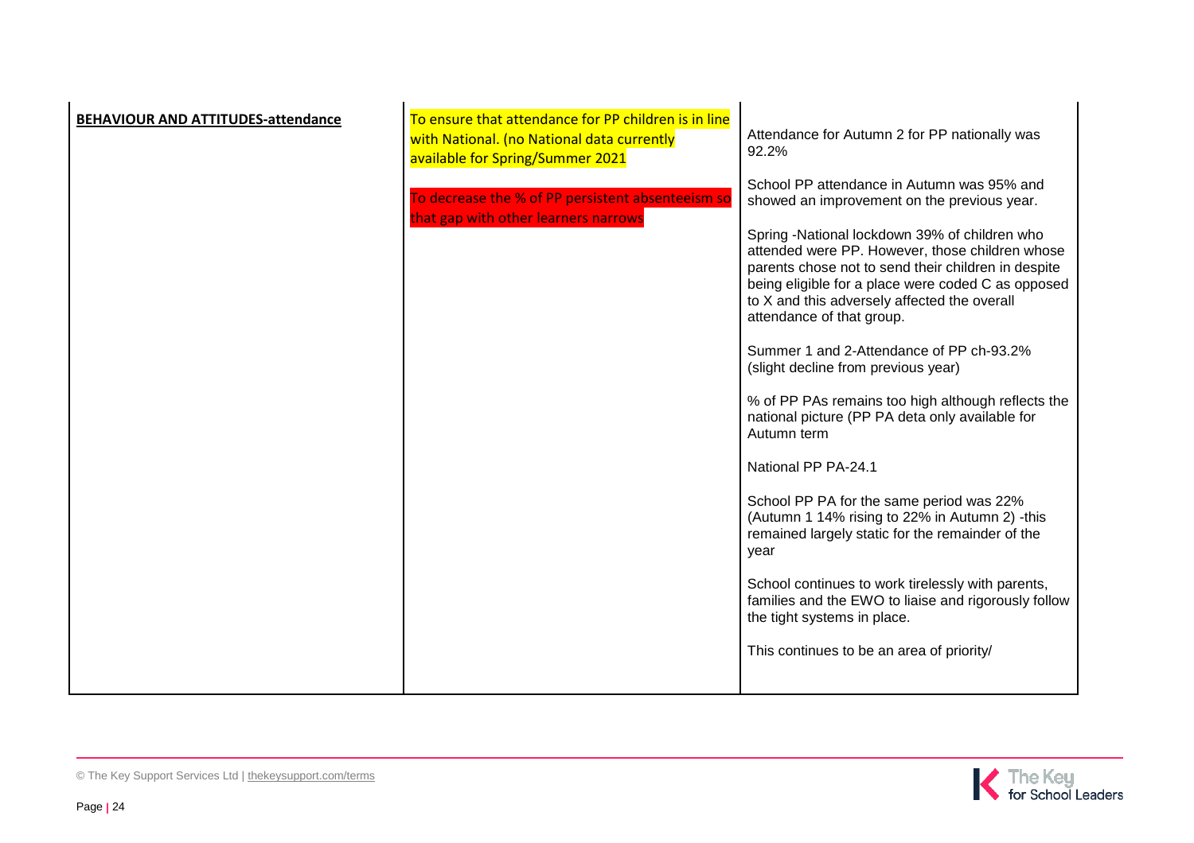| **BEHAVIOUR AND ATTITUDES-attendance** | To ensure that attendance for PP children is in line with National. (no National data currently available for Spring/Summer 2021<br><br>To decrease the % of PP persistent absenteeism so that gap with other learners narrows | Attendance for Autumn 2 for PP nationally was 92.2%<br><br>School PP attendance in Autumn was 95% and showed an improvement on the previous year.<br><br>Spring -National lockdown 39% of children who attended were PP. However, those children whose parents chose not to send their children in despite being eligible for a place were coded C as opposed to X and this adversely affected the overall attendance of that group.<br><br>Summer 1 and 2-Attendance of PP ch-93.2% (slight decline from previous year)<br><br>% of PP PAs remains too high although reflects the national picture (PP PA deta only available for Autumn term<br><br>National PP PA-24.1<br><br>School PP PA for the same period was 22% (Autumn 1 14% rising to 22% in Autumn 2) -this remained largely static for the remainder of the year<br><br>School continues to work tirelessly with parents, families and the EWO to liaise and rigorously follow the tight systems in place.<br><br>This continues to be an area of priority/ |
|---|---|---|

© The Key Support Services Ltd | thekeysupport.com/terms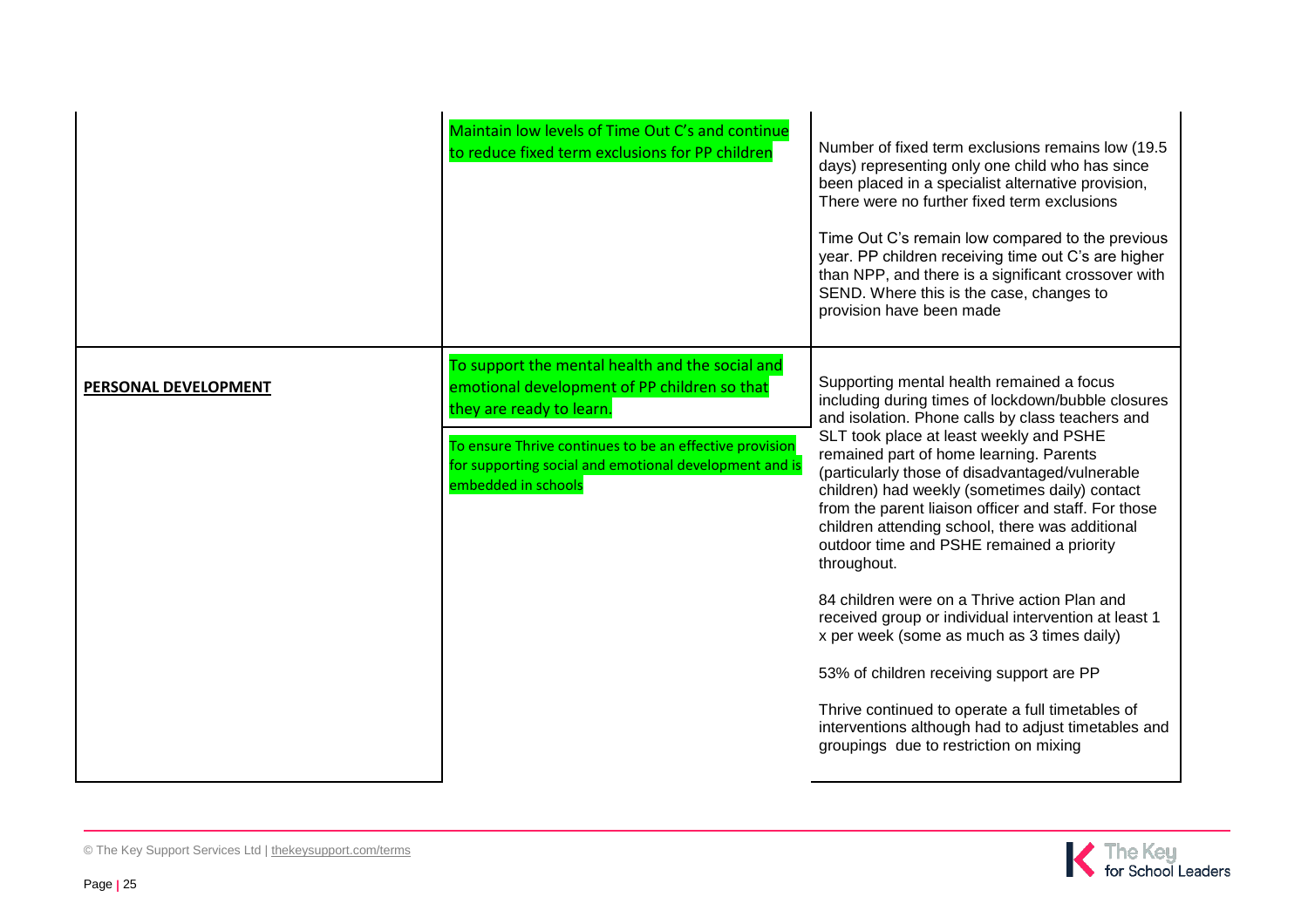| | | |
|---|---|---|
| | Maintain low levels of Time Out C's and continue to reduce fixed term exclusions for PP children | Number of fixed term exclusions remains low (19.5 days) representing only one child who has since been placed in a specialist alternative provision, There were no further fixed term exclusions<br><br>Time Out C's remain low compared to the previous year. PP children receiving time out C's are higher than NPP, and there is a significant crossover with SEND. Where this is the case, changes to provision have been made |
| **PERSONAL DEVELOPMENT** | To support the mental health and the social and emotional development of PP children so that they are ready to learn.<br><br>To ensure Thrive continues to be an effective provision for supporting social and emotional development and is embedded in schools | Supporting mental health remained a focus including during times of lockdown/bubble closures and isolation. Phone calls by class teachers and SLT took place at least weekly and PSHE remained part of home learning. Parents (particularly those of disadvantaged/vulnerable children) had weekly (sometimes daily) contact from the parent liaison officer and staff. For those children attending school, there was additional outdoor time and PSHE remained a priority throughout.<br><br>84 children were on a Thrive action Plan and received group or individual intervention at least 1 x per week (some as much as 3 times daily)<br><br>53% of children receiving support are PP<br><br>Thrive continued to operate a full timetables of interventions although had to adjust timetables and groupings due to restriction on mixing |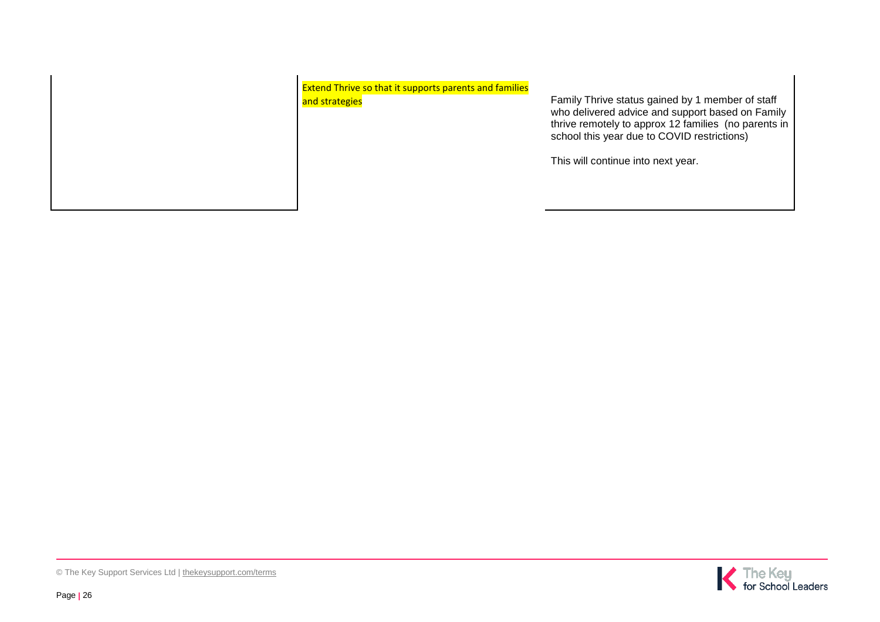| | | |
|---|---|---|
| | Extend Thrive so that it supports parents and families and strategies | Family Thrive status gained by 1 member of staff who delivered advice and support based on Family thrive remotely to approx 12 families (no parents in school this year due to COVID restrictions)<br><br>This will continue into next year. |